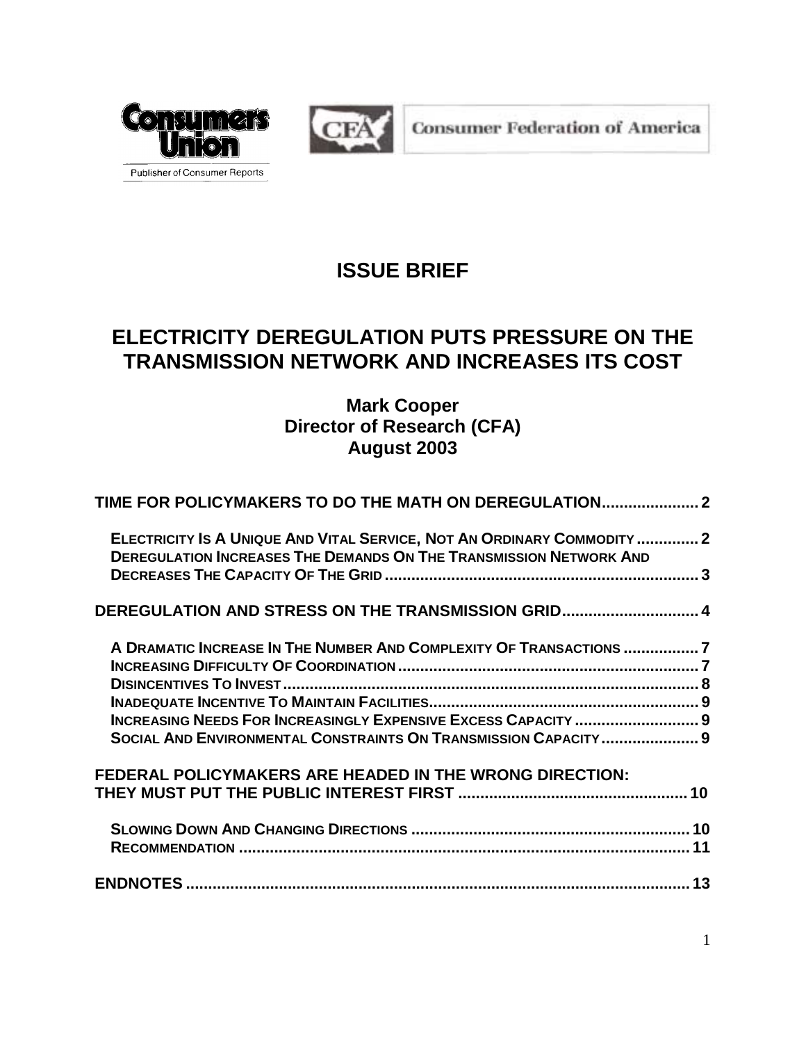Consumers Union

Publisher of Consumer Reports

Consumer Federation of America

# ISSUE BRIEF

# ELECTRICITY DEREGULATION PUTS PRESSURE ON THE TRANSMISSION NETWORK AND INCREASES ITS COST

**Mark Cooper**
**Director of Research (CFA)**
**August 2003**

**TIME FOR POLICYMAKERS TO DO THE MATH ON DEREGULATION...................... 2**

- ELECTRICITY IS A UNIQUE AND VITAL SERVICE, NOT AN ORDINARY COMMODITY .............. 2
- DEREGULATION INCREASES THE DEMANDS ON THE TRANSMISSION NETWORK AND DECREASES THE CAPACITY OF THE GRID ...................................................................... 3

**DEREGULATION AND STRESS ON THE TRANSMISSION GRID............................... 4**

- A DRAMATIC INCREASE IN THE NUMBER AND COMPLEXITY OF TRANSACTIONS ................. 7
- INCREASING DIFFICULTY OF COORDINATION .................................................................... 7
- DISINCENTIVES TO INVEST............................................................................................. 8
- INADEQUATE INCENTIVE TO MAINTAIN FACILITIES............................................................ 9
- INCREASING NEEDS FOR INCREASINGLY EXPENSIVE EXCESS CAPACITY ............................ 9
- SOCIAL AND ENVIRONMENTAL CONSTRAINTS ON TRANSMISSION CAPACITY ...................... 9

**FEDERAL POLICYMAKERS ARE HEADED IN THE WRONG DIRECTION: THEY MUST PUT THE PUBLIC INTEREST FIRST .................................................... 10**

- SLOWING DOWN AND CHANGING DIRECTIONS .............................................................. 10
- RECOMMENDATION ..................................................................................................... 11

**ENDNOTES ................................................................................................................. 13**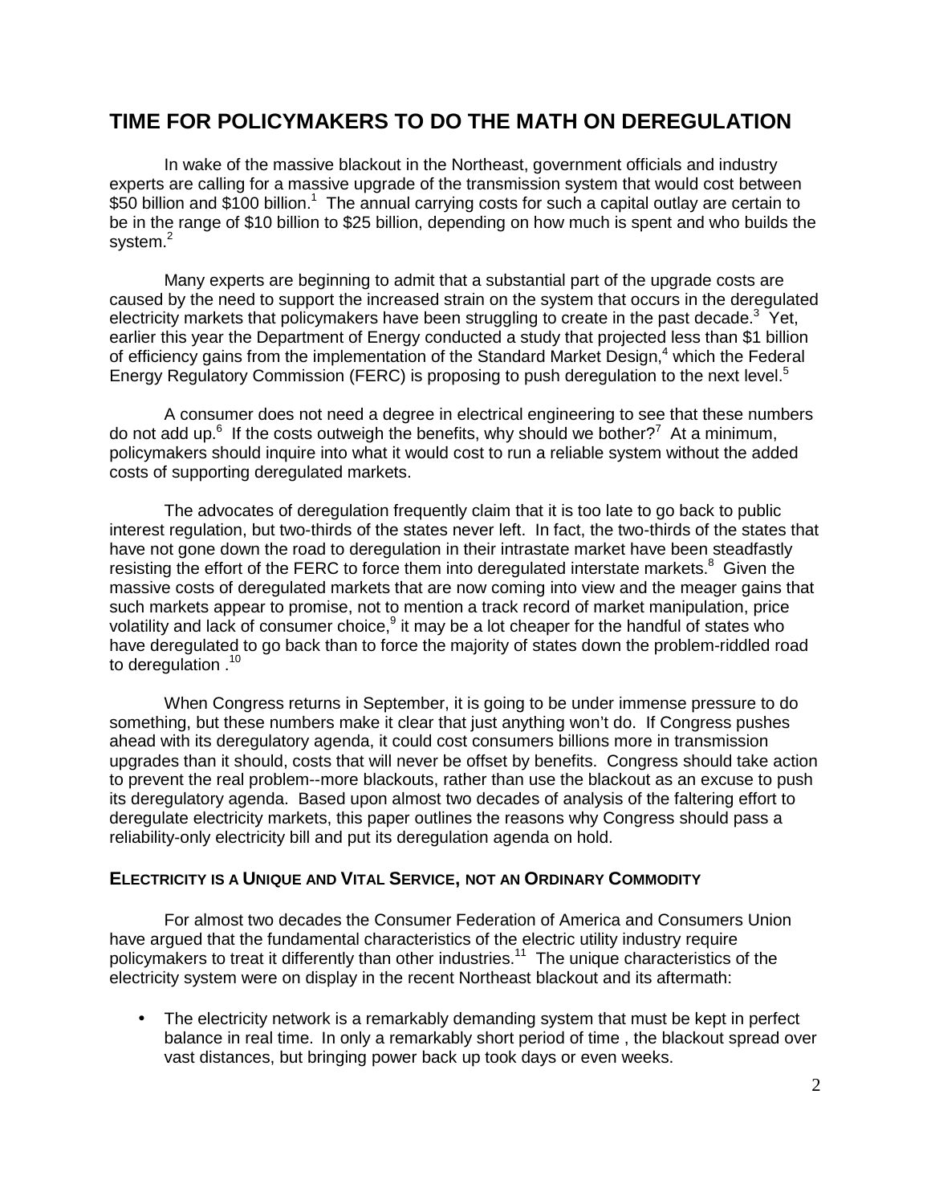## TIME FOR POLICYMAKERS TO DO THE MATH ON DEREGULATION

In wake of the massive blackout in the Northeast, government officials and industry experts are calling for a massive upgrade of the transmission system that would cost between $50 billion and $100 billion.[1] The annual carrying costs for such a capital outlay are certain to be in the range of $10 billion to $25 billion, depending on how much is spent and who builds the system.[2]

Many experts are beginning to admit that a substantial part of the upgrade costs are caused by the need to support the increased strain on the system that occurs in the deregulated electricity markets that policymakers have been struggling to create in the past decade.[3] Yet, earlier this year the Department of Energy conducted a study that projected less than $1 billion of efficiency gains from the implementation of the Standard Market Design,[4] which the Federal Energy Regulatory Commission (FERC) is proposing to push deregulation to the next level.[5]

A consumer does not need a degree in electrical engineering to see that these numbers do not add up.[6] If the costs outweigh the benefits, why should we bother?[7] At a minimum, policymakers should inquire into what it would cost to run a reliable system without the added costs of supporting deregulated markets.

The advocates of deregulation frequently claim that it is too late to go back to public interest regulation, but two-thirds of the states never left. In fact, the two-thirds of the states that have not gone down the road to deregulation in their intrastate market have been steadfastly resisting the effort of the FERC to force them into deregulated interstate markets.[8] Given the massive costs of deregulated markets that are now coming into view and the meager gains that such markets appear to promise, not to mention a track record of market manipulation, price volatility and lack of consumer choice,[9] it may be a lot cheaper for the handful of states who have deregulated to go back than to force the majority of states down the problem-riddled road to deregulation .[10]

When Congress returns in September, it is going to be under immense pressure to do something, but these numbers make it clear that just anything won't do. If Congress pushes ahead with its deregulatory agenda, it could cost consumers billions more in transmission upgrades than it should, costs that will never be offset by benefits. Congress should take action to prevent the real problem--more blackouts, rather than use the blackout as an excuse to push its deregulatory agenda. Based upon almost two decades of analysis of the faltering effort to deregulate electricity markets, this paper outlines the reasons why Congress should pass a reliability-only electricity bill and put its deregulation agenda on hold.

### ELECTRICITY IS A UNIQUE AND VITAL SERVICE, NOT AN ORDINARY COMMODITY

For almost two decades the Consumer Federation of America and Consumers Union have argued that the fundamental characteristics of the electric utility industry require policymakers to treat it differently than other industries.[11] The unique characteristics of the electricity system were on display in the recent Northeast blackout and its aftermath:

- The electricity network is a remarkably demanding system that must be kept in perfect balance in real time. In only a remarkably short period of time , the blackout spread over vast distances, but bringing power back up took days or even weeks.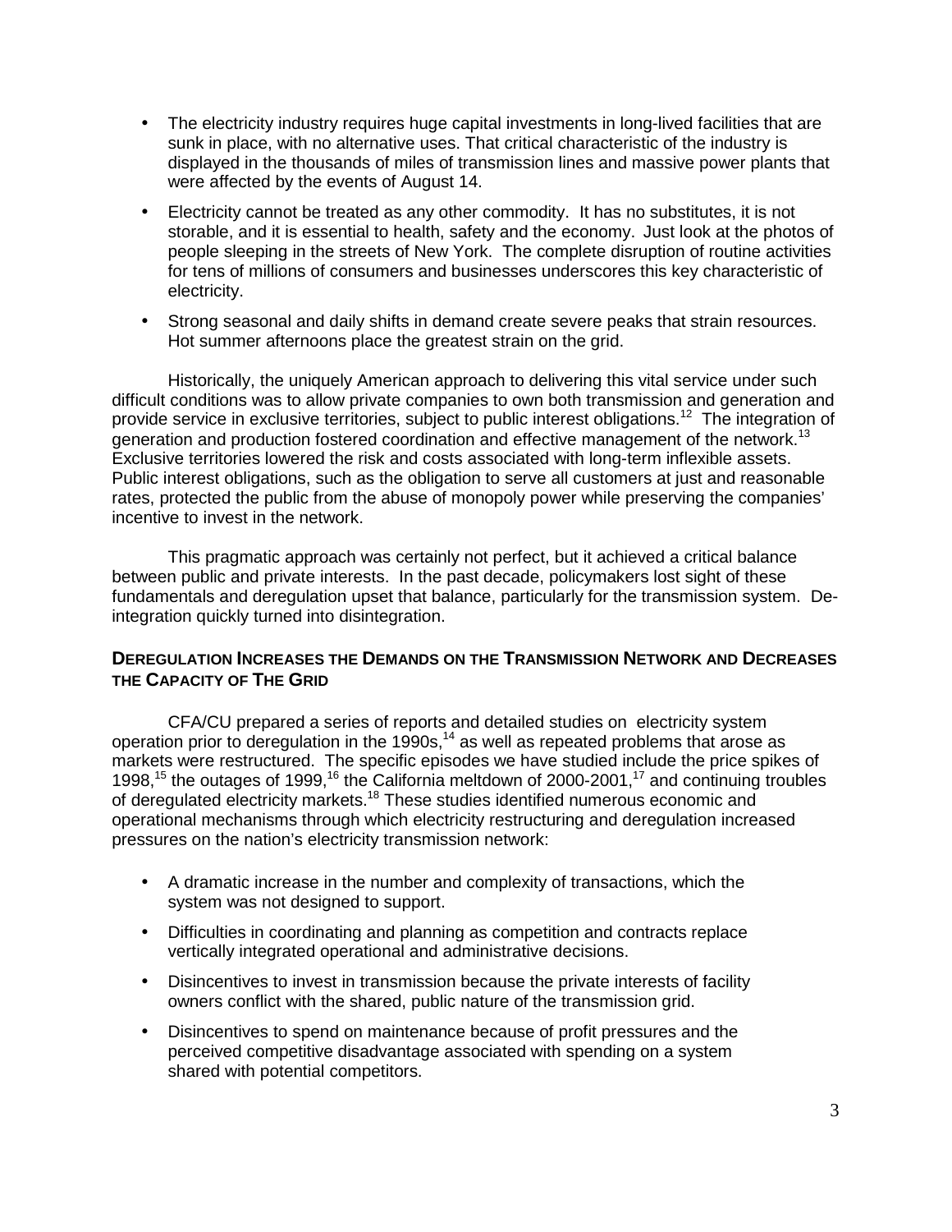- The electricity industry requires huge capital investments in long-lived facilities that are sunk in place, with no alternative uses. That critical characteristic of the industry is displayed in the thousands of miles of transmission lines and massive power plants that were affected by the events of August 14.
- Electricity cannot be treated as any other commodity. It has no substitutes, it is not storable, and it is essential to health, safety and the economy. Just look at the photos of people sleeping in the streets of New York. The complete disruption of routine activities for tens of millions of consumers and businesses underscores this key characteristic of electricity.
- Strong seasonal and daily shifts in demand create severe peaks that strain resources. Hot summer afternoons place the greatest strain on the grid.

Historically, the uniquely American approach to delivering this vital service under such difficult conditions was to allow private companies to own both transmission and generation and provide service in exclusive territories, subject to public interest obligations.[12] The integration of generation and production fostered coordination and effective management of the network.[13] Exclusive territories lowered the risk and costs associated with long-term inflexible assets. Public interest obligations, such as the obligation to serve all customers at just and reasonable rates, protected the public from the abuse of monopoly power while preserving the companies' incentive to invest in the network.

This pragmatic approach was certainly not perfect, but it achieved a critical balance between public and private interests. In the past decade, policymakers lost sight of these fundamentals and deregulation upset that balance, particularly for the transmission system. De-integration quickly turned into disintegration.

## DEREGULATION INCREASES THE DEMANDS ON THE TRANSMISSION NETWORK AND DECREASES THE CAPACITY OF THE GRID

CFA/CU prepared a series of reports and detailed studies on electricity system operation prior to deregulation in the 1990s,[14] as well as repeated problems that arose as markets were restructured. The specific episodes we have studied include the price spikes of 1998,[15] the outages of 1999,[16] the California meltdown of 2000-2001,[17] and continuing troubles of deregulated electricity markets.[18] These studies identified numerous economic and operational mechanisms through which electricity restructuring and deregulation increased pressures on the nation's electricity transmission network:

- A dramatic increase in the number and complexity of transactions, which the system was not designed to support.
- Difficulties in coordinating and planning as competition and contracts replace vertically integrated operational and administrative decisions.
- Disincentives to invest in transmission because the private interests of facility owners conflict with the shared, public nature of the transmission grid.
- Disincentives to spend on maintenance because of profit pressures and the perceived competitive disadvantage associated with spending on a system shared with potential competitors.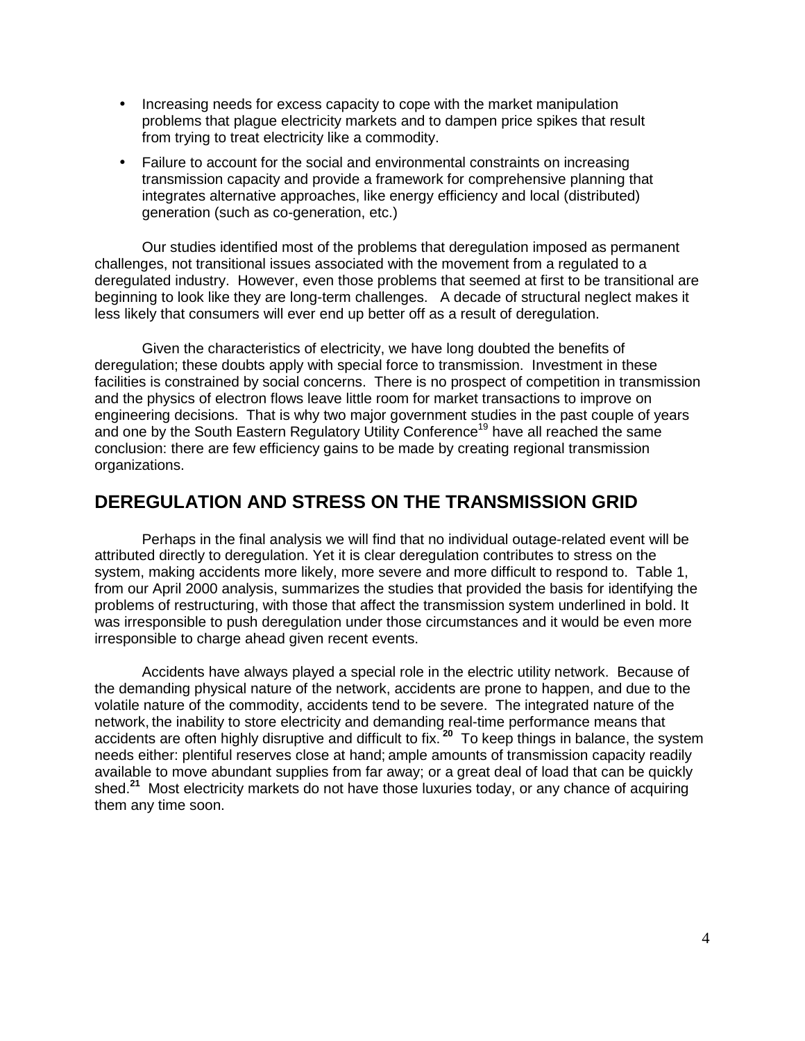- Increasing needs for excess capacity to cope with the market manipulation problems that plague electricity markets and to dampen price spikes that result from trying to treat electricity like a commodity.
- Failure to account for the social and environmental constraints on increasing transmission capacity and provide a framework for comprehensive planning that integrates alternative approaches, like energy efficiency and local (distributed) generation (such as co-generation, etc.)

Our studies identified most of the problems that deregulation imposed as permanent challenges, not transitional issues associated with the movement from a regulated to a deregulated industry. However, even those problems that seemed at first to be transitional are beginning to look like they are long-term challenges. A decade of structural neglect makes it less likely that consumers will ever end up better off as a result of deregulation.

Given the characteristics of electricity, we have long doubted the benefits of deregulation; these doubts apply with special force to transmission. Investment in these facilities is constrained by social concerns. There is no prospect of competition in transmission and the physics of electron flows leave little room for market transactions to improve on engineering decisions. That is why two major government studies in the past couple of years and one by the South Eastern Regulatory Utility Conference[19] have all reached the same conclusion: there are few efficiency gains to be made by creating regional transmission organizations.

## DEREGULATION AND STRESS ON THE TRANSMISSION GRID

Perhaps in the final analysis we will find that no individual outage-related event will be attributed directly to deregulation. Yet it is clear deregulation contributes to stress on the system, making accidents more likely, more severe and more difficult to respond to. Table 1, from our April 2000 analysis, summarizes the studies that provided the basis for identifying the problems of restructuring, with those that affect the transmission system underlined in bold. It was irresponsible to push deregulation under those circumstances and it would be even more irresponsible to charge ahead given recent events.

Accidents have always played a special role in the electric utility network. Because of the demanding physical nature of the network, accidents are prone to happen, and due to the volatile nature of the commodity, accidents tend to be severe. The integrated nature of the network, the inability to store electricity and demanding real-time performance means that accidents are often highly disruptive and difficult to fix.[20] To keep things in balance, the system needs either: plentiful reserves close at hand; ample amounts of transmission capacity readily available to move abundant supplies from far away; or a great deal of load that can be quickly shed.[21] Most electricity markets do not have those luxuries today, or any chance of acquiring them any time soon.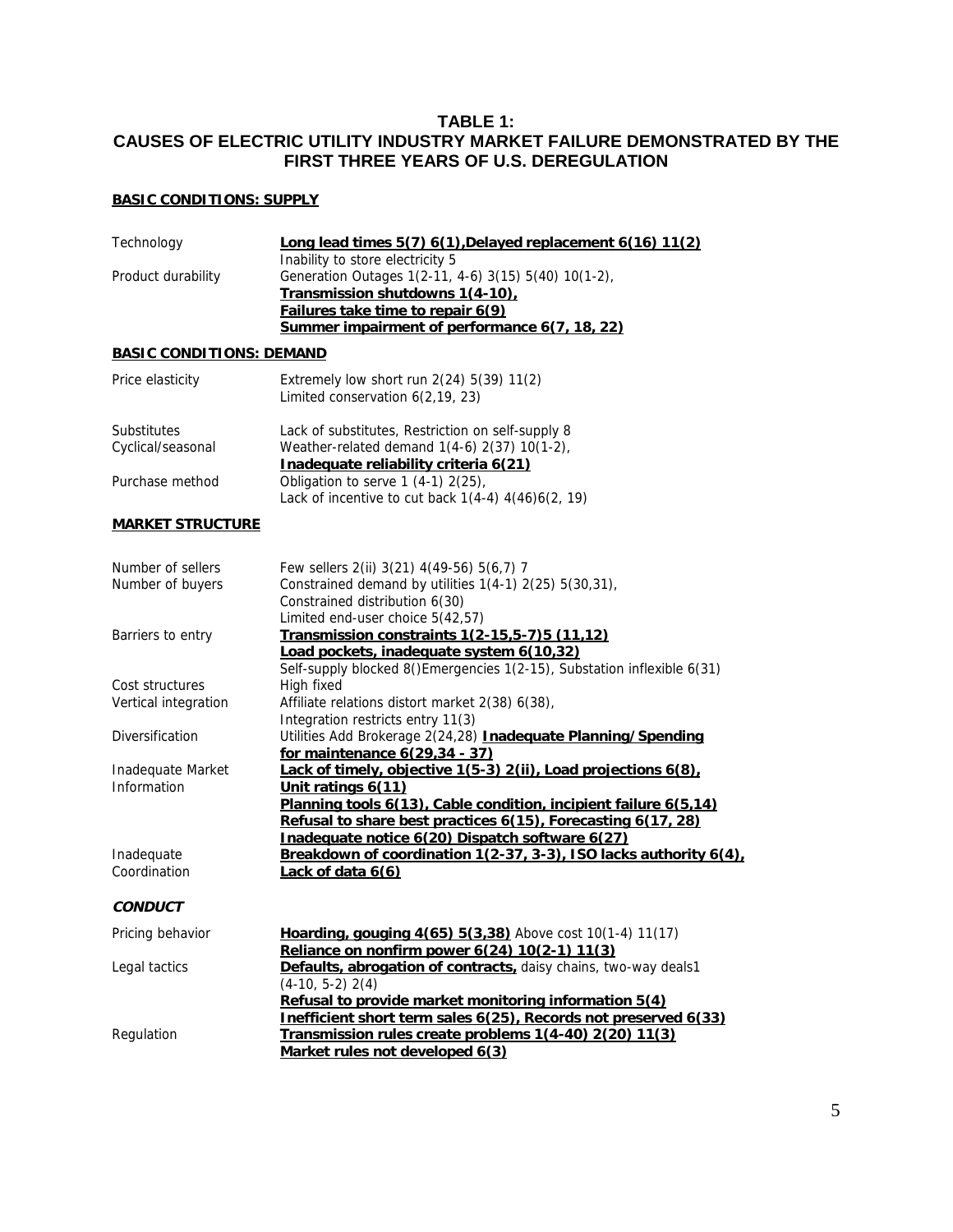## TABLE 1:
## CAUSES OF ELECTRIC UTILITY INDUSTRY MARKET FAILURE DEMONSTRATED BY THE FIRST THREE YEARS OF U.S. DEREGULATION

**BASIC CONDITIONS: SUPPLY**

| | |
|---|---|
| Technology | **Long lead times 5(7) 6(1),Delayed replacement 6(16) 11(2)**<br>Inability to store electricity 5 |
| Product durability | Generation Outages 1(2-11, 4-6) 3(15) 5(40) 10(1-2),<br>**Transmission shutdowns 1(4-10),**<br>**Failures take time to repair 6(9)**<br>**Summer impairment of performance 6(7, 18, 22)** |

**BASIC CONDITIONS: DEMAND**

| | |
|---|---|
| Price elasticity | Extremely low short run 2(24) 5(39) 11(2)<br>Limited conservation 6(2,19, 23) |
| Substitutes | Lack of substitutes, Restriction on self-supply 8 |
| Cyclical/seasonal | Weather-related demand 1(4-6) 2(37) 10(1-2),<br>**Inadequate reliability criteria 6(21)** |
| Purchase method | Obligation to serve 1 (4-1) 2(25),<br>Lack of incentive to cut back 1(4-4) 4(46)6(2, 19) |

**MARKET STRUCTURE**

| | |
|---|---|
| Number of sellers | Few sellers 2(ii) 3(21) 4(49-56) 5(6,7) 7 |
| Number of buyers | Constrained demand by utilities 1(4-1) 2(25) 5(30,31),<br>Constrained distribution 6(30)<br>Limited end-user choice 5(42,57) |
| Barriers to entry | **Transmission constraints 1(2-15,5-7)5 (11,12)**<br>**Load pockets, inadequate system 6(10,32)**<br>Self-supply blocked 8()Emergencies 1(2-15), Substation inflexible 6(31) |
| Cost structures | High fixed |
| Vertical integration | Affiliate relations distort market 2(38) 6(38),<br>Integration restricts entry 11(3) |
| Diversification | Utilities Add Brokerage 2(24,28) **Inadequate Planning/Spending for maintenance 6(29,34 - 37)** |
| Inadequate Market Information | **Lack of timely, objective 1(5-3) 2(ii), Load projections 6(8),**<br>**Unit ratings 6(11)**<br>**Planning tools 6(13), Cable condition, incipient failure 6(5,14)**<br>**Refusal to share best practices 6(15), Forecasting 6(17, 28)**<br>**Inadequate notice 6(20) Dispatch software 6(27)** |
| Inadequate Coordination | **Breakdown of coordination 1(2-37, 3-3), ISO lacks authority 6(4),**<br>**Lack of data 6(6)** |

***CONDUCT***

| | |
|---|---|
| Pricing behavior | **Hoarding, gouging 4(65) 5(3,38)** Above cost 10(1-4) 11(17)<br>**Reliance on nonfirm power 6(24) 10(2-1) 11(3)** |
| Legal tactics | **Defaults, abrogation of contracts,** daisy chains, two-way deals1 (4-10, 5-2) 2(4)<br>**Refusal to provide market monitoring information 5(4)**<br>**Inefficient short term sales 6(25), Records not preserved 6(33)** |
| Regulation | **Transmission rules create problems 1(4-40) 2(20) 11(3)**<br>**Market rules not developed 6(3)** |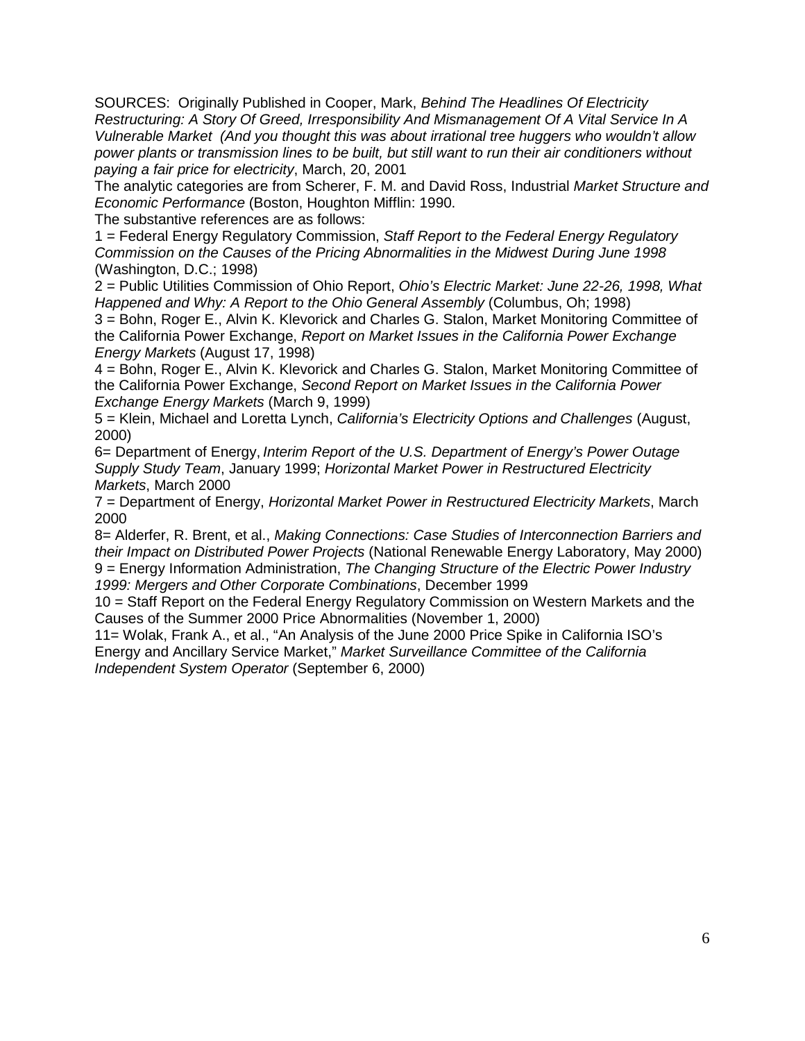SOURCES: Originally Published in Cooper, Mark, *Behind The Headlines Of Electricity Restructuring: A Story Of Greed, Irresponsibility And Mismanagement Of A Vital Service In A Vulnerable Market (And you thought this was about irrational tree huggers who wouldn't allow power plants or transmission lines to be built, but still want to run their air conditioners without paying a fair price for electricity*, March, 20, 2001

The analytic categories are from Scherer, F. M. and David Ross, Industrial *Market Structure and Economic Performance* (Boston, Houghton Mifflin: 1990.

The substantive references are as follows:

1 = Federal Energy Regulatory Commission, *Staff Report to the Federal Energy Regulatory Commission on the Causes of the Pricing Abnormalities in the Midwest During June 1998* (Washington, D.C.; 1998)

2 = Public Utilities Commission of Ohio Report, *Ohio's Electric Market: June 22-26, 1998, What Happened and Why: A Report to the Ohio General Assembly* (Columbus, Oh; 1998)

3 = Bohn, Roger E., Alvin K. Klevorick and Charles G. Stalon, Market Monitoring Committee of the California Power Exchange, *Report on Market Issues in the California Power Exchange Energy Markets* (August 17, 1998)

4 = Bohn, Roger E., Alvin K. Klevorick and Charles G. Stalon, Market Monitoring Committee of the California Power Exchange, *Second Report on Market Issues in the California Power Exchange Energy Markets* (March 9, 1999)

5 = Klein, Michael and Loretta Lynch, *California's Electricity Options and Challenges* (August, 2000)

6= Department of Energy, *Interim Report of the U.S. Department of Energy's Power Outage Supply Study Team*, January 1999; *Horizontal Market Power in Restructured Electricity Markets*, March 2000

7 = Department of Energy, *Horizontal Market Power in Restructured Electricity Markets*, March 2000

8= Alderfer, R. Brent, et al., *Making Connections: Case Studies of Interconnection Barriers and their Impact on Distributed Power Projects* (National Renewable Energy Laboratory, May 2000)

9 = Energy Information Administration, *The Changing Structure of the Electric Power Industry 1999: Mergers and Other Corporate Combinations*, December 1999

10 = Staff Report on the Federal Energy Regulatory Commission on Western Markets and the Causes of the Summer 2000 Price Abnormalities (November 1, 2000)

11= Wolak, Frank A., et al., "An Analysis of the June 2000 Price Spike in California ISO's Energy and Ancillary Service Market," *Market Surveillance Committee of the California Independent System Operator* (September 6, 2000)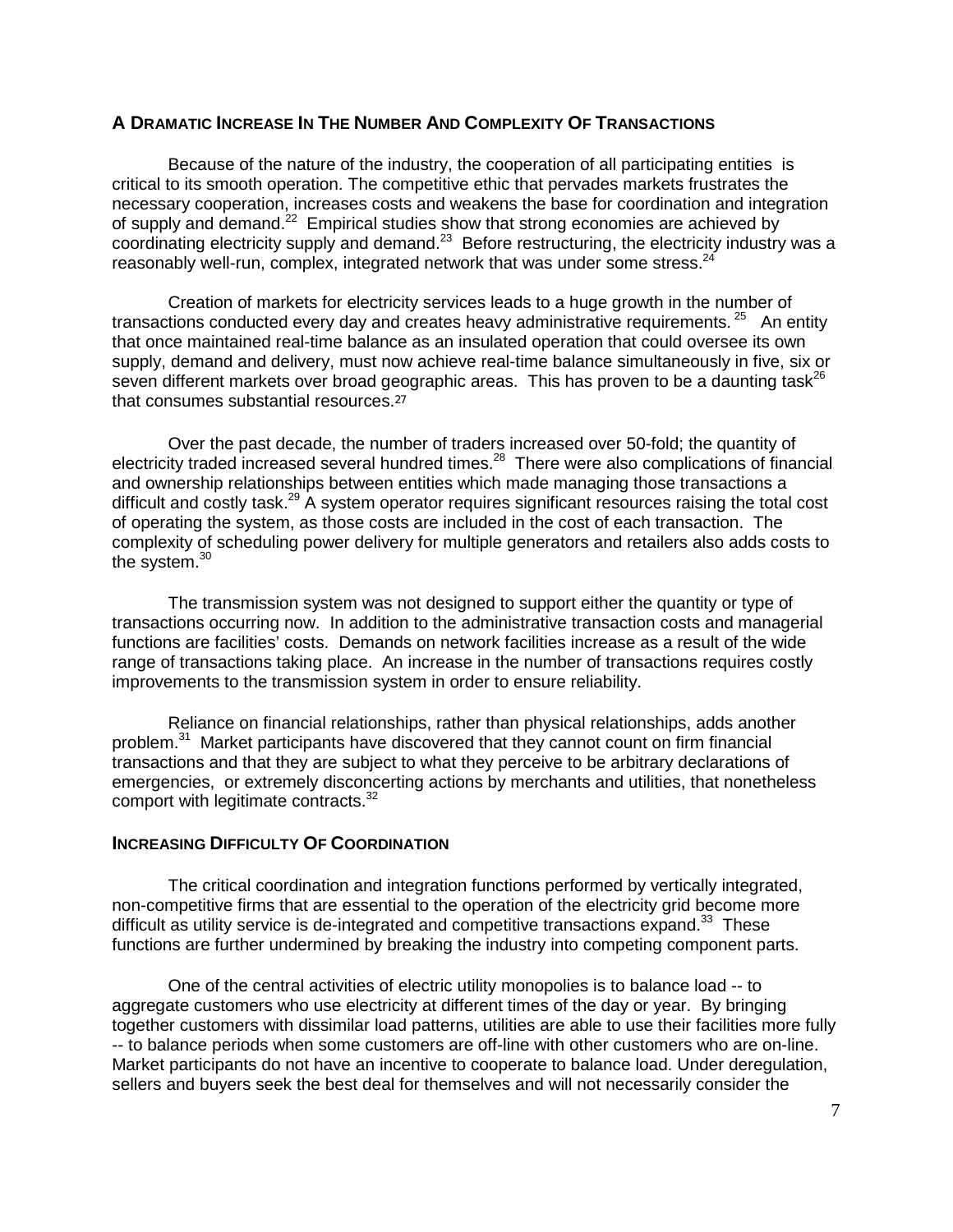## A Dramatic Increase In The Number And Complexity Of Transactions

Because of the nature of the industry, the cooperation of all participating entities is critical to its smooth operation. The competitive ethic that pervades markets frustrates the necessary cooperation, increases costs and weakens the base for coordination and integration of supply and demand.[22] Empirical studies show that strong economies are achieved by coordinating electricity supply and demand.[23] Before restructuring, the electricity industry was a reasonably well-run, complex, integrated network that was under some stress.[24]

Creation of markets for electricity services leads to a huge growth in the number of transactions conducted every day and creates heavy administrative requirements.[25] An entity that once maintained real-time balance as an insulated operation that could oversee its own supply, demand and delivery, must now achieve real-time balance simultaneously in five, six or seven different markets over broad geographic areas. This has proven to be a daunting task[26] that consumes substantial resources.[27]

Over the past decade, the number of traders increased over 50-fold; the quantity of electricity traded increased several hundred times.[28] There were also complications of financial and ownership relationships between entities which made managing those transactions a difficult and costly task.[29] A system operator requires significant resources raising the total cost of operating the system, as those costs are included in the cost of each transaction. The complexity of scheduling power delivery for multiple generators and retailers also adds costs to the system.[30]

The transmission system was not designed to support either the quantity or type of transactions occurring now. In addition to the administrative transaction costs and managerial functions are facilities' costs. Demands on network facilities increase as a result of the wide range of transactions taking place. An increase in the number of transactions requires costly improvements to the transmission system in order to ensure reliability.

Reliance on financial relationships, rather than physical relationships, adds another problem.[31] Market participants have discovered that they cannot count on firm financial transactions and that they are subject to what they perceive to be arbitrary declarations of emergencies, or extremely disconcerting actions by merchants and utilities, that nonetheless comport with legitimate contracts.[32]

## Increasing Difficulty Of Coordination

The critical coordination and integration functions performed by vertically integrated, non-competitive firms that are essential to the operation of the electricity grid become more difficult as utility service is de-integrated and competitive transactions expand.[33] These functions are further undermined by breaking the industry into competing component parts.

One of the central activities of electric utility monopolies is to balance load -- to aggregate customers who use electricity at different times of the day or year. By bringing together customers with dissimilar load patterns, utilities are able to use their facilities more fully -- to balance periods when some customers are off-line with other customers who are on-line. Market participants do not have an incentive to cooperate to balance load. Under deregulation, sellers and buyers seek the best deal for themselves and will not necessarily consider the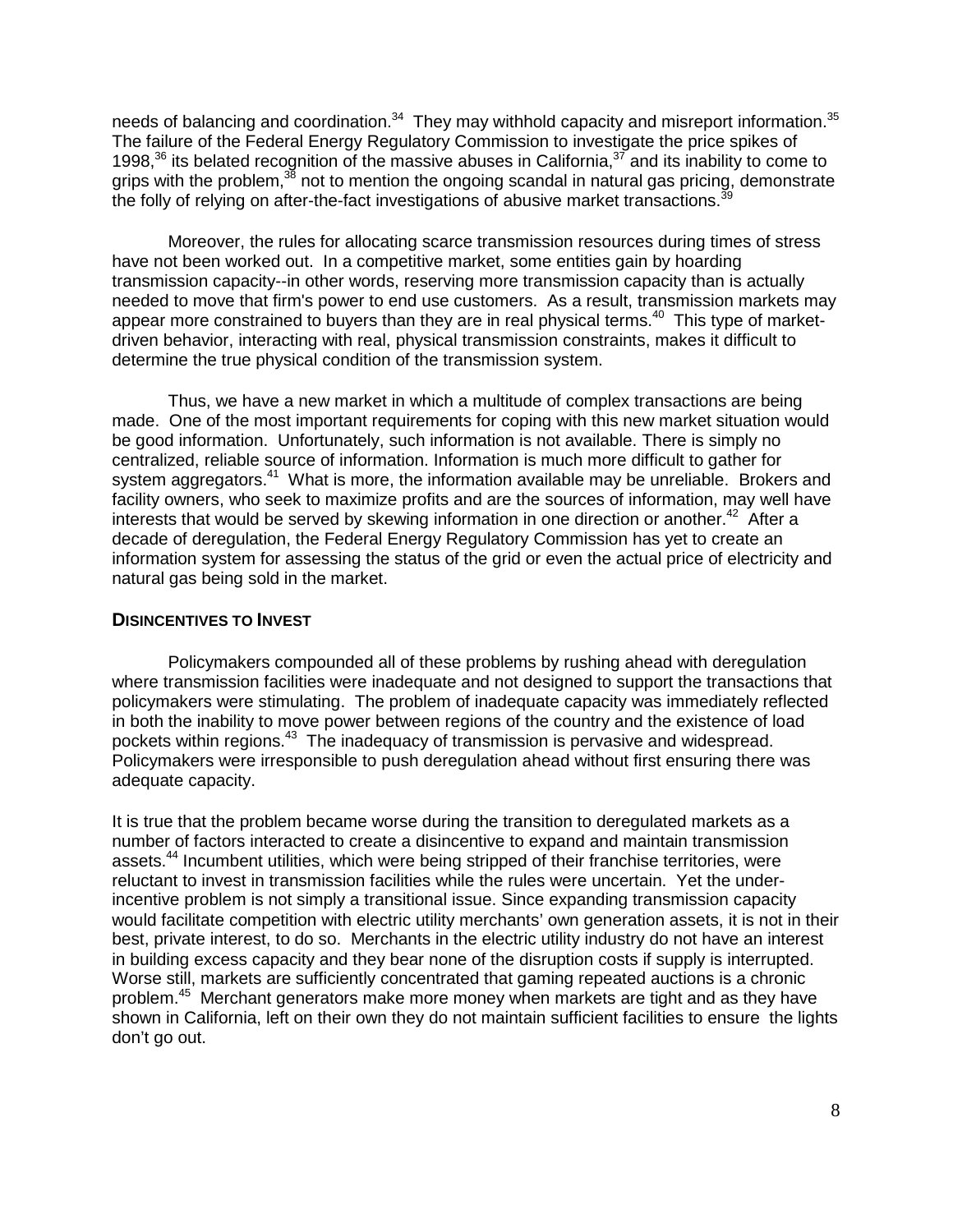needs of balancing and coordination.[34] They may withhold capacity and misreport information.[35] The failure of the Federal Energy Regulatory Commission to investigate the price spikes of 1998,[36] its belated recognition of the massive abuses in California,[37] and its inability to come to grips with the problem,[38] not to mention the ongoing scandal in natural gas pricing, demonstrate the folly of relying on after-the-fact investigations of abusive market transactions.[39]

Moreover, the rules for allocating scarce transmission resources during times of stress have not been worked out. In a competitive market, some entities gain by hoarding transmission capacity--in other words, reserving more transmission capacity than is actually needed to move that firm's power to end use customers. As a result, transmission markets may appear more constrained to buyers than they are in real physical terms.[40] This type of market-driven behavior, interacting with real, physical transmission constraints, makes it difficult to determine the true physical condition of the transmission system.

Thus, we have a new market in which a multitude of complex transactions are being made. One of the most important requirements for coping with this new market situation would be good information. Unfortunately, such information is not available. There is simply no centralized, reliable source of information. Information is much more difficult to gather for system aggregators.[41] What is more, the information available may be unreliable. Brokers and facility owners, who seek to maximize profits and are the sources of information, may well have interests that would be served by skewing information in one direction or another.[42] After a decade of deregulation, the Federal Energy Regulatory Commission has yet to create an information system for assessing the status of the grid or even the actual price of electricity and natural gas being sold in the market.

### DISINCENTIVES TO INVEST

Policymakers compounded all of these problems by rushing ahead with deregulation where transmission facilities were inadequate and not designed to support the transactions that policymakers were stimulating. The problem of inadequate capacity was immediately reflected in both the inability to move power between regions of the country and the existence of load pockets within regions.[43] The inadequacy of transmission is pervasive and widespread. Policymakers were irresponsible to push deregulation ahead without first ensuring there was adequate capacity.

It is true that the problem became worse during the transition to deregulated markets as a number of factors interacted to create a disincentive to expand and maintain transmission assets.[44] Incumbent utilities, which were being stripped of their franchise territories, were reluctant to invest in transmission facilities while the rules were uncertain. Yet the under-incentive problem is not simply a transitional issue. Since expanding transmission capacity would facilitate competition with electric utility merchants' own generation assets, it is not in their best, private interest, to do so. Merchants in the electric utility industry do not have an interest in building excess capacity and they bear none of the disruption costs if supply is interrupted. Worse still, markets are sufficiently concentrated that gaming repeated auctions is a chronic problem.[45] Merchant generators make more money when markets are tight and as they have shown in California, left on their own they do not maintain sufficient facilities to ensure the lights don't go out.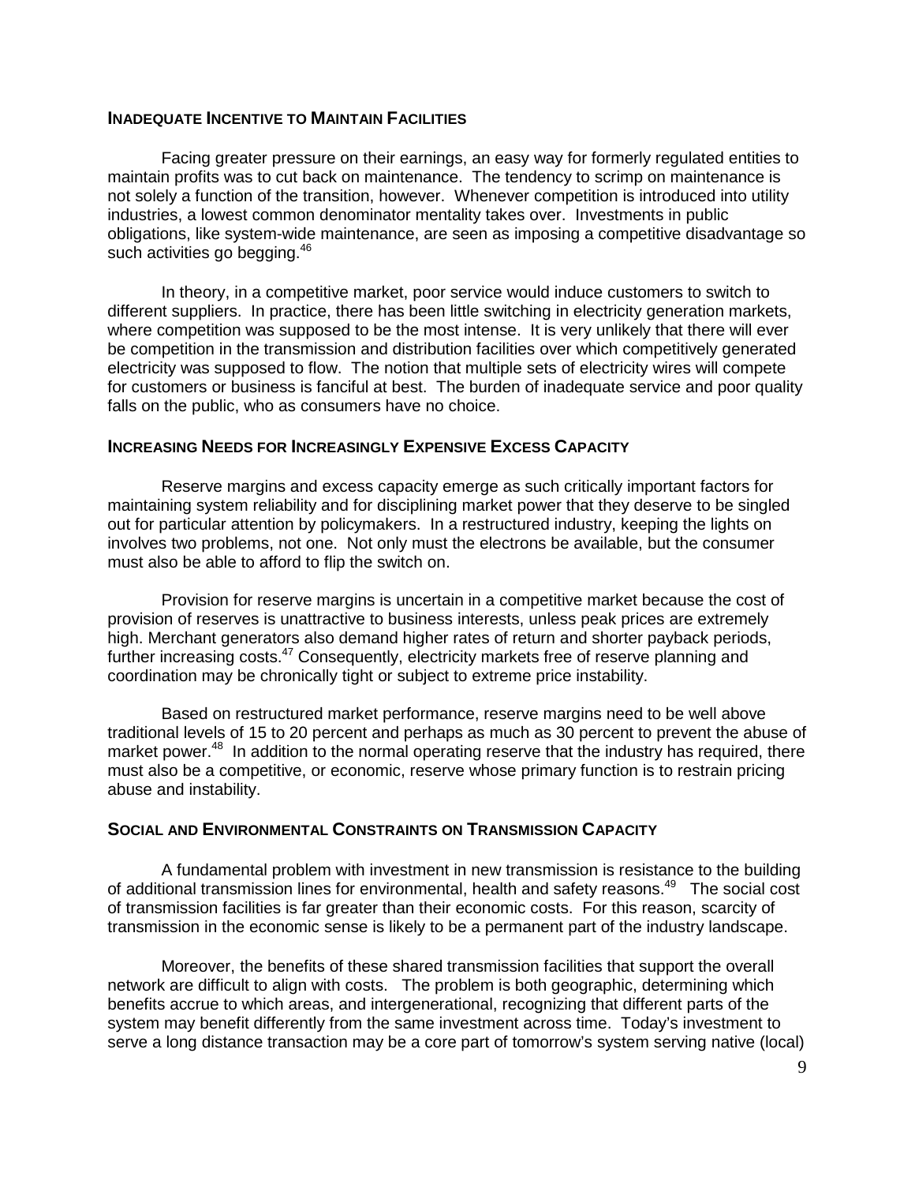### Inadequate Incentive to Maintain Facilities

Facing greater pressure on their earnings, an easy way for formerly regulated entities to maintain profits was to cut back on maintenance. The tendency to scrimp on maintenance is not solely a function of the transition, however. Whenever competition is introduced into utility industries, a lowest common denominator mentality takes over. Investments in public obligations, like system-wide maintenance, are seen as imposing a competitive disadvantage so such activities go begging.[46]

In theory, in a competitive market, poor service would induce customers to switch to different suppliers. In practice, there has been little switching in electricity generation markets, where competition was supposed to be the most intense. It is very unlikely that there will ever be competition in the transmission and distribution facilities over which competitively generated electricity was supposed to flow. The notion that multiple sets of electricity wires will compete for customers or business is fanciful at best. The burden of inadequate service and poor quality falls on the public, who as consumers have no choice.

### Increasing Needs for Increasingly Expensive Excess Capacity

Reserve margins and excess capacity emerge as such critically important factors for maintaining system reliability and for disciplining market power that they deserve to be singled out for particular attention by policymakers. In a restructured industry, keeping the lights on involves two problems, not one. Not only must the electrons be available, but the consumer must also be able to afford to flip the switch on.

Provision for reserve margins is uncertain in a competitive market because the cost of provision of reserves is unattractive to business interests, unless peak prices are extremely high. Merchant generators also demand higher rates of return and shorter payback periods, further increasing costs.[47] Consequently, electricity markets free of reserve planning and coordination may be chronically tight or subject to extreme price instability.

Based on restructured market performance, reserve margins need to be well above traditional levels of 15 to 20 percent and perhaps as much as 30 percent to prevent the abuse of market power.[48] In addition to the normal operating reserve that the industry has required, there must also be a competitive, or economic, reserve whose primary function is to restrain pricing abuse and instability.

### Social and Environmental Constraints on Transmission Capacity

A fundamental problem with investment in new transmission is resistance to the building of additional transmission lines for environmental, health and safety reasons.[49] The social cost of transmission facilities is far greater than their economic costs. For this reason, scarcity of transmission in the economic sense is likely to be a permanent part of the industry landscape.

Moreover, the benefits of these shared transmission facilities that support the overall network are difficult to align with costs. The problem is both geographic, determining which benefits accrue to which areas, and intergenerational, recognizing that different parts of the system may benefit differently from the same investment across time. Today's investment to serve a long distance transaction may be a core part of tomorrow's system serving native (local)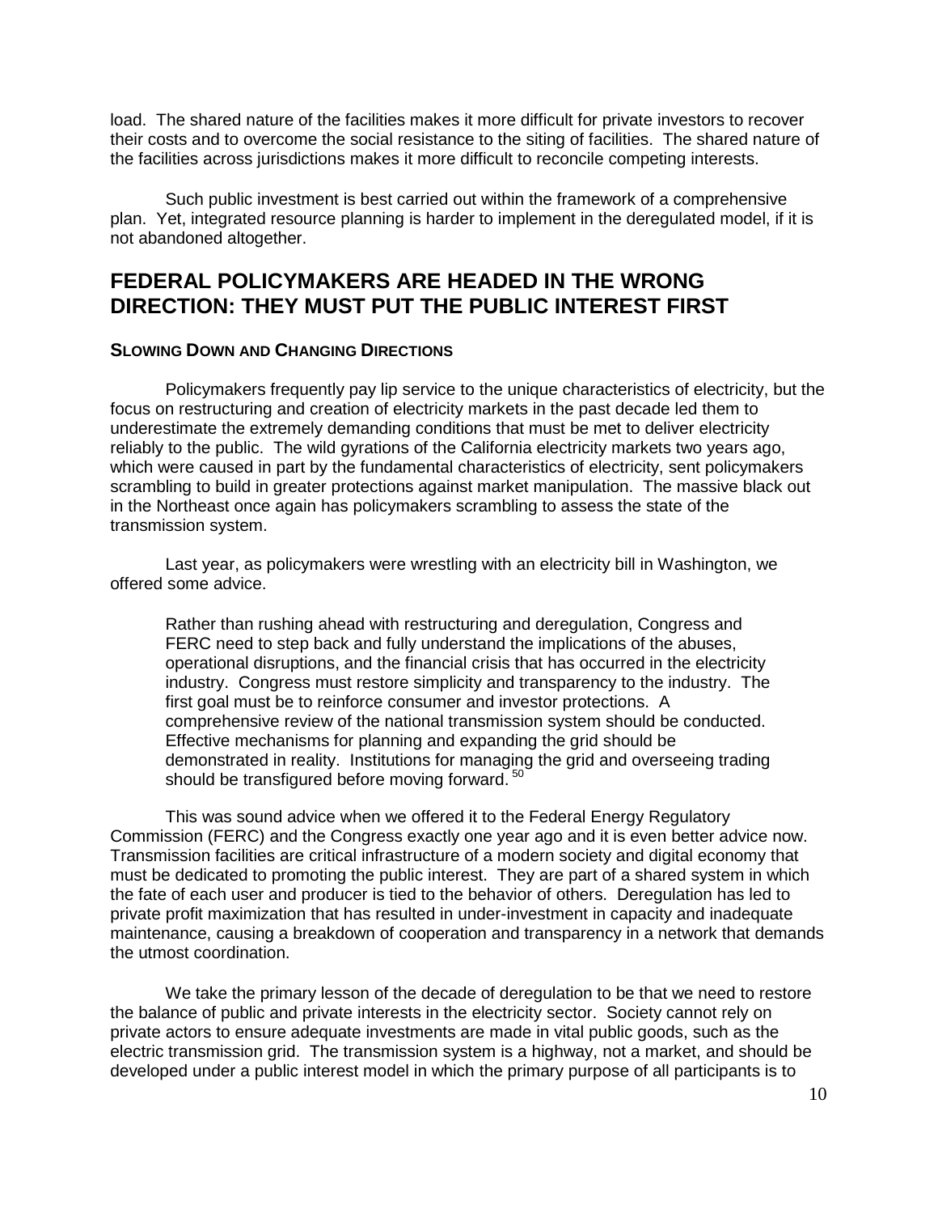load. The shared nature of the facilities makes it more difficult for private investors to recover their costs and to overcome the social resistance to the siting of facilities. The shared nature of the facilities across jurisdictions makes it more difficult to reconcile competing interests.

Such public investment is best carried out within the framework of a comprehensive plan. Yet, integrated resource planning is harder to implement in the deregulated model, if it is not abandoned altogether.

## FEDERAL POLICYMAKERS ARE HEADED IN THE WRONG DIRECTION: THEY MUST PUT THE PUBLIC INTEREST FIRST

### SLOWING DOWN AND CHANGING DIRECTIONS

Policymakers frequently pay lip service to the unique characteristics of electricity, but the focus on restructuring and creation of electricity markets in the past decade led them to underestimate the extremely demanding conditions that must be met to deliver electricity reliably to the public. The wild gyrations of the California electricity markets two years ago, which were caused in part by the fundamental characteristics of electricity, sent policymakers scrambling to build in greater protections against market manipulation. The massive black out in the Northeast once again has policymakers scrambling to assess the state of the transmission system.

Last year, as policymakers were wrestling with an electricity bill in Washington, we offered some advice.

> Rather than rushing ahead with restructuring and deregulation, Congress and FERC need to step back and fully understand the implications of the abuses, operational disruptions, and the financial crisis that has occurred in the electricity industry. Congress must restore simplicity and transparency to the industry. The first goal must be to reinforce consumer and investor protections. A comprehensive review of the national transmission system should be conducted. Effective mechanisms for planning and expanding the grid should be demonstrated in reality. Institutions for managing the grid and overseeing trading should be transfigured before moving forward.[50]

This was sound advice when we offered it to the Federal Energy Regulatory Commission (FERC) and the Congress exactly one year ago and it is even better advice now. Transmission facilities are critical infrastructure of a modern society and digital economy that must be dedicated to promoting the public interest. They are part of a shared system in which the fate of each user and producer is tied to the behavior of others. Deregulation has led to private profit maximization that has resulted in under-investment in capacity and inadequate maintenance, causing a breakdown of cooperation and transparency in a network that demands the utmost coordination.

We take the primary lesson of the decade of deregulation to be that we need to restore the balance of public and private interests in the electricity sector. Society cannot rely on private actors to ensure adequate investments are made in vital public goods, such as the electric transmission grid. The transmission system is a highway, not a market, and should be developed under a public interest model in which the primary purpose of all participants is to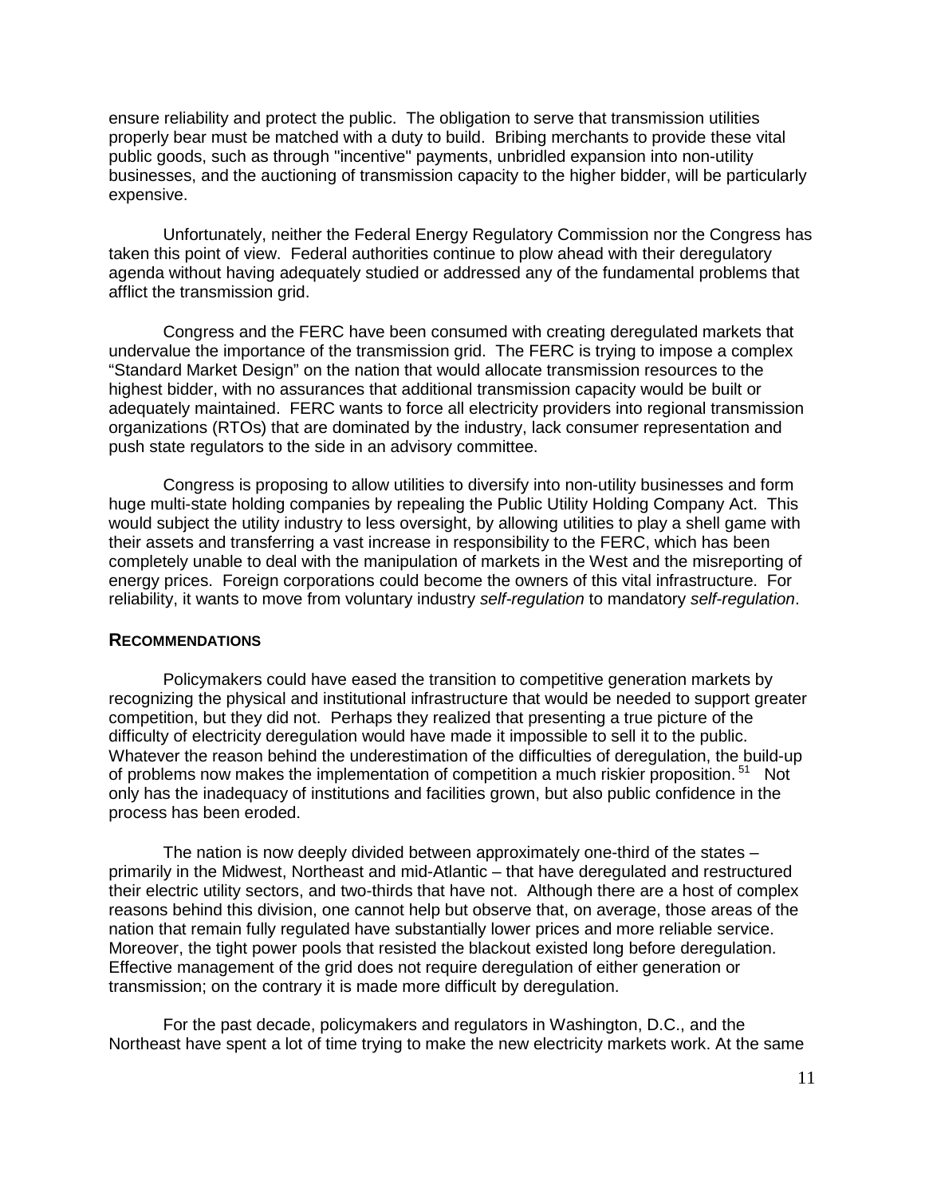ensure reliability and protect the public. The obligation to serve that transmission utilities properly bear must be matched with a duty to build. Bribing merchants to provide these vital public goods, such as through "incentive" payments, unbridled expansion into non-utility businesses, and the auctioning of transmission capacity to the higher bidder, will be particularly expensive.

Unfortunately, neither the Federal Energy Regulatory Commission nor the Congress has taken this point of view. Federal authorities continue to plow ahead with their deregulatory agenda without having adequately studied or addressed any of the fundamental problems that afflict the transmission grid.

Congress and the FERC have been consumed with creating deregulated markets that undervalue the importance of the transmission grid. The FERC is trying to impose a complex "Standard Market Design" on the nation that would allocate transmission resources to the highest bidder, with no assurances that additional transmission capacity would be built or adequately maintained. FERC wants to force all electricity providers into regional transmission organizations (RTOs) that are dominated by the industry, lack consumer representation and push state regulators to the side in an advisory committee.

Congress is proposing to allow utilities to diversify into non-utility businesses and form huge multi-state holding companies by repealing the Public Utility Holding Company Act. This would subject the utility industry to less oversight, by allowing utilities to play a shell game with their assets and transferring a vast increase in responsibility to the FERC, which has been completely unable to deal with the manipulation of markets in the West and the misreporting of energy prices. Foreign corporations could become the owners of this vital infrastructure. For reliability, it wants to move from voluntary industry *self-regulation* to mandatory *self-regulation*.

## RECOMMENDATIONS

Policymakers could have eased the transition to competitive generation markets by recognizing the physical and institutional infrastructure that would be needed to support greater competition, but they did not. Perhaps they realized that presenting a true picture of the difficulty of electricity deregulation would have made it impossible to sell it to the public. Whatever the reason behind the underestimation of the difficulties of deregulation, the build-up of problems now makes the implementation of competition a much riskier proposition.[51] Not only has the inadequacy of institutions and facilities grown, but also public confidence in the process has been eroded.

The nation is now deeply divided between approximately one-third of the states – primarily in the Midwest, Northeast and mid-Atlantic – that have deregulated and restructured their electric utility sectors, and two-thirds that have not. Although there are a host of complex reasons behind this division, one cannot help but observe that, on average, those areas of the nation that remain fully regulated have substantially lower prices and more reliable service. Moreover, the tight power pools that resisted the blackout existed long before deregulation. Effective management of the grid does not require deregulation of either generation or transmission; on the contrary it is made more difficult by deregulation.

For the past decade, policymakers and regulators in Washington, D.C., and the Northeast have spent a lot of time trying to make the new electricity markets work. At the same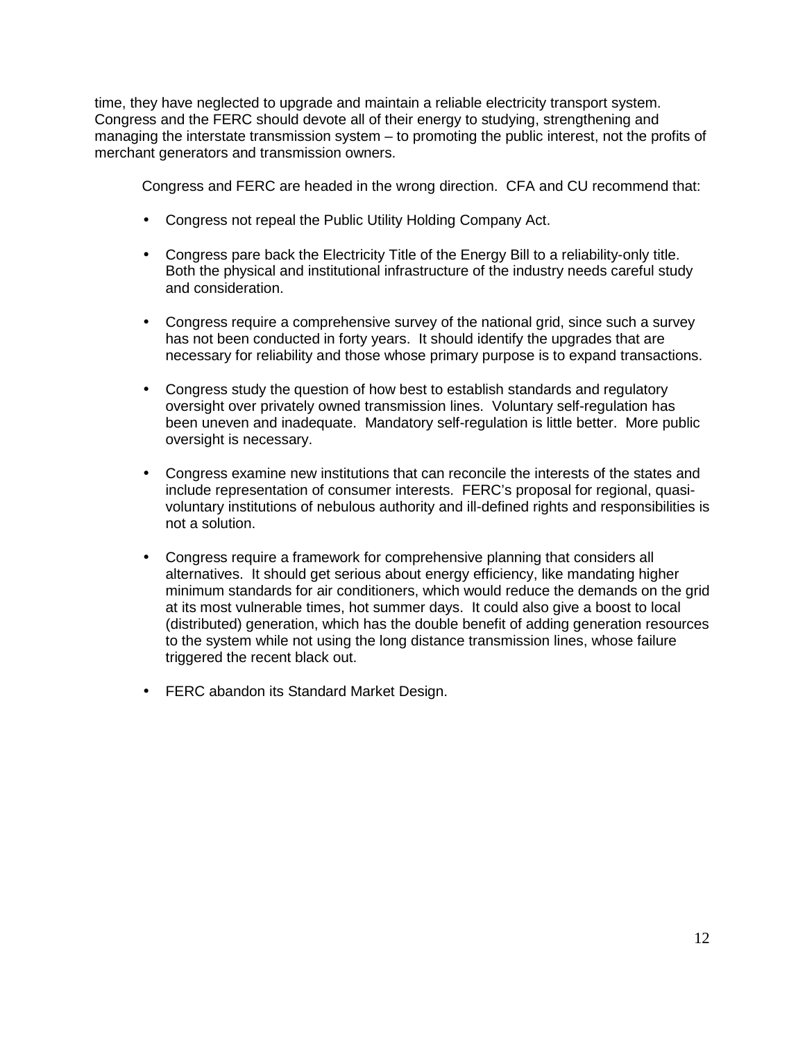time, they have neglected to upgrade and maintain a reliable electricity transport system. Congress and the FERC should devote all of their energy to studying, strengthening and managing the interstate transmission system – to promoting the public interest, not the profits of merchant generators and transmission owners.

Congress and FERC are headed in the wrong direction. CFA and CU recommend that:

- Congress not repeal the Public Utility Holding Company Act.
- Congress pare back the Electricity Title of the Energy Bill to a reliability-only title. Both the physical and institutional infrastructure of the industry needs careful study and consideration.
- Congress require a comprehensive survey of the national grid, since such a survey has not been conducted in forty years. It should identify the upgrades that are necessary for reliability and those whose primary purpose is to expand transactions.
- Congress study the question of how best to establish standards and regulatory oversight over privately owned transmission lines. Voluntary self-regulation has been uneven and inadequate. Mandatory self-regulation is little better. More public oversight is necessary.
- Congress examine new institutions that can reconcile the interests of the states and include representation of consumer interests. FERC's proposal for regional, quasi-voluntary institutions of nebulous authority and ill-defined rights and responsibilities is not a solution.
- Congress require a framework for comprehensive planning that considers all alternatives. It should get serious about energy efficiency, like mandating higher minimum standards for air conditioners, which would reduce the demands on the grid at its most vulnerable times, hot summer days. It could also give a boost to local (distributed) generation, which has the double benefit of adding generation resources to the system while not using the long distance transmission lines, whose failure triggered the recent black out.
- FERC abandon its Standard Market Design.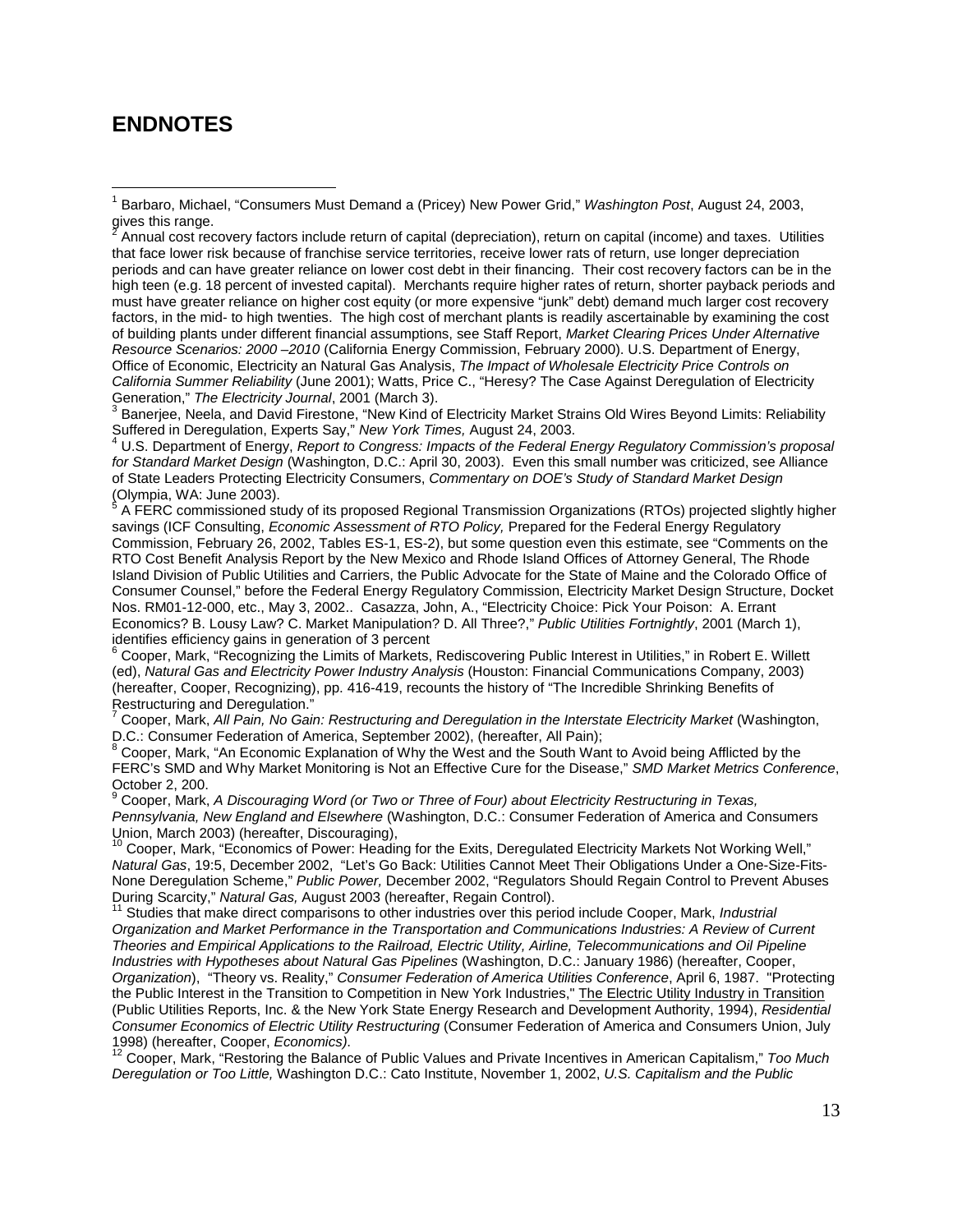## ENDNOTES

[1] Barbaro, Michael, "Consumers Must Demand a (Pricey) New Power Grid," *Washington Post*, August 24, 2003, gives this range.

[2] Annual cost recovery factors include return of capital (depreciation), return on capital (income) and taxes. Utilities that face lower risk because of franchise service territories, receive lower rats of return, use longer depreciation periods and can have greater reliance on lower cost debt in their financing. Their cost recovery factors can be in the high teen (e.g. 18 percent of invested capital). Merchants require higher rates of return, shorter payback periods and must have greater reliance on higher cost equity (or more expensive "junk" debt) demand much larger cost recovery factors, in the mid- to high twenties. The high cost of merchant plants is readily ascertainable by examining the cost of building plants under different financial assumptions, see Staff Report, *Market Clearing Prices Under Alternative Resource Scenarios: 2000 –2010* (California Energy Commission, February 2000). U.S. Department of Energy, Office of Economic, Electricity an Natural Gas Analysis, *The Impact of Wholesale Electricity Price Controls on California Summer Reliability* (June 2001); Watts, Price C., "Heresy? The Case Against Deregulation of Electricity Generation," *The Electricity Journal*, 2001 (March 3).

[3] Banerjee, Neela, and David Firestone, "New Kind of Electricity Market Strains Old Wires Beyond Limits: Reliability Suffered in Deregulation, Experts Say," *New York Times,* August 24, 2003.

[4] U.S. Department of Energy, *Report to Congress: Impacts of the Federal Energy Regulatory Commission's proposal for Standard Market Design* (Washington, D.C.: April 30, 2003). Even this small number was criticized, see Alliance of State Leaders Protecting Electricity Consumers, *Commentary on DOE's Study of Standard Market Design* (Olympia, WA: June 2003).

[5] A FERC commissioned study of its proposed Regional Transmission Organizations (RTOs) projected slightly higher savings (ICF Consulting, *Economic Assessment of RTO Policy,* Prepared for the Federal Energy Regulatory Commission, February 26, 2002, Tables ES-1, ES-2), but some question even this estimate, see "Comments on the RTO Cost Benefit Analysis Report by the New Mexico and Rhode Island Offices of Attorney General, The Rhode Island Division of Public Utilities and Carriers, the Public Advocate for the State of Maine and the Colorado Office of Consumer Counsel," before the Federal Energy Regulatory Commission, Electricity Market Design Structure, Docket Nos. RM01-12-000, etc., May 3, 2002.. Casazza, John, A., "Electricity Choice: Pick Your Poison: A. Errant Economics? B. Lousy Law? C. Market Manipulation? D. All Three?," *Public Utilities Fortnightly*, 2001 (March 1), identifies efficiency gains in generation of 3 percent

[6] Cooper, Mark, "Recognizing the Limits of Markets, Rediscovering Public Interest in Utilities," in Robert E. Willett (ed), *Natural Gas and Electricity Power Industry Analysis* (Houston: Financial Communications Company, 2003) (hereafter, Cooper, Recognizing), pp. 416-419, recounts the history of "The Incredible Shrinking Benefits of Restructuring and Deregulation."

[7] Cooper, Mark, *All Pain, No Gain: Restructuring and Deregulation in the Interstate Electricity Market* (Washington, D.C.: Consumer Federation of America, September 2002), (hereafter, All Pain);

[8] Cooper, Mark, "An Economic Explanation of Why the West and the South Want to Avoid being Afflicted by the FERC's SMD and Why Market Monitoring is Not an Effective Cure for the Disease," *SMD Market Metrics Conference*, October 2, 200.

[9] Cooper, Mark, *A Discouraging Word (or Two or Three of Four) about Electricity Restructuring in Texas, Pennsylvania, New England and Elsewhere* (Washington, D.C.: Consumer Federation of America and Consumers Union, March 2003) (hereafter, Discouraging),

[10] Cooper, Mark, "Economics of Power: Heading for the Exits, Deregulated Electricity Markets Not Working Well," *Natural Gas*, 19:5, December 2002, "Let's Go Back: Utilities Cannot Meet Their Obligations Under a One-Size-Fits-None Deregulation Scheme," *Public Power,* December 2002, "Regulators Should Regain Control to Prevent Abuses During Scarcity," *Natural Gas,* August 2003 (hereafter, Regain Control).

[11] Studies that make direct comparisons to other industries over this period include Cooper, Mark, *Industrial Organization and Market Performance in the Transportation and Communications Industries: A Review of Current Theories and Empirical Applications to the Railroad, Electric Utility, Airline, Telecommunications and Oil Pipeline Industries with Hypotheses about Natural Gas Pipelines* (Washington, D.C.: January 1986) (hereafter, Cooper, *Organization*), "Theory vs. Reality," *Consumer Federation of America Utilities Conference*, April 6, 1987. "Protecting the Public Interest in the Transition to Competition in New York Industries," The Electric Utility Industry in Transition (Public Utilities Reports, Inc. & the New York State Energy Research and Development Authority, 1994), *Residential Consumer Economics of Electric Utility Restructuring* (Consumer Federation of America and Consumers Union, July 1998) (hereafter, Cooper, *Economics)*.

[12] Cooper, Mark, "Restoring the Balance of Public Values and Private Incentives in American Capitalism," *Too Much Deregulation or Too Little,* Washington D.C.: Cato Institute, November 1, 2002, *U.S. Capitalism and the Public*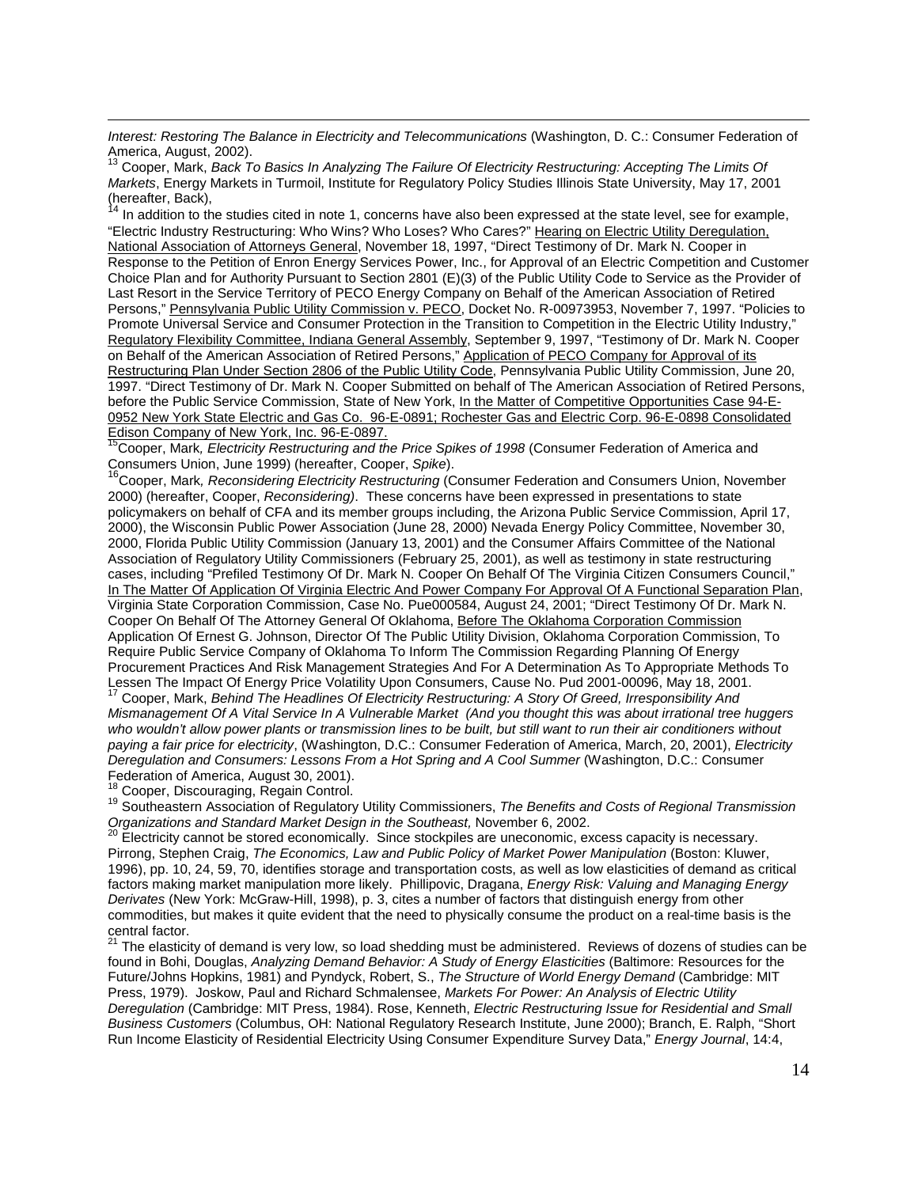*Interest: Restoring The Balance in Electricity and Telecommunications* (Washington, D. C.: Consumer Federation of America, August, 2002).

[13] Cooper, Mark, *Back To Basics In Analyzing The Failure Of Electricity Restructuring: Accepting The Limits Of Markets*, Energy Markets in Turmoil, Institute for Regulatory Policy Studies Illinois State University, May 17, 2001 (hereafter, Back),

[14] In addition to the studies cited in note 1, concerns have also been expressed at the state level, see for example, "Electric Industry Restructuring: Who Wins? Who Loses? Who Cares?" Hearing on Electric Utility Deregulation, National Association of Attorneys General, November 18, 1997, "Direct Testimony of Dr. Mark N. Cooper in Response to the Petition of Enron Energy Services Power, Inc., for Approval of an Electric Competition and Customer Choice Plan and for Authority Pursuant to Section 2801 (E)(3) of the Public Utility Code to Service as the Provider of Last Resort in the Service Territory of PECO Energy Company on Behalf of the American Association of Retired Persons," Pennsylvania Public Utility Commission v. PECO, Docket No. R-00973953, November 7, 1997. "Policies to Promote Universal Service and Consumer Protection in the Transition to Competition in the Electric Utility Industry," Regulatory Flexibility Committee, Indiana General Assembly, September 9, 1997, "Testimony of Dr. Mark N. Cooper on Behalf of the American Association of Retired Persons," Application of PECO Company for Approval of its Restructuring Plan Under Section 2806 of the Public Utility Code, Pennsylvania Public Utility Commission, June 20, 1997. "Direct Testimony of Dr. Mark N. Cooper Submitted on behalf of The American Association of Retired Persons, before the Public Service Commission, State of New York, In the Matter of Competitive Opportunities Case 94-E-0952 New York State Electric and Gas Co. 96-E-0891; Rochester Gas and Electric Corp. 96-E-0898 Consolidated Edison Company of New York, Inc. 96-E-0897.

[15] Cooper, Mark*, Electricity Restructuring and the Price Spikes of 1998* (Consumer Federation of America and Consumers Union, June 1999) (hereafter, Cooper, *Spike*).

[16] Cooper, Mark*, Reconsidering Electricity Restructuring* (Consumer Federation and Consumers Union, November 2000) (hereafter, Cooper, *Reconsidering)*. These concerns have been expressed in presentations to state policymakers on behalf of CFA and its member groups including, the Arizona Public Service Commission, April 17, 2000), the Wisconsin Public Power Association (June 28, 2000) Nevada Energy Policy Committee, November 30, 2000, Florida Public Utility Commission (January 13, 2001) and the Consumer Affairs Committee of the National Association of Regulatory Utility Commissioners (February 25, 2001), as well as testimony in state restructuring cases, including "Prefiled Testimony Of Dr. Mark N. Cooper On Behalf Of The Virginia Citizen Consumers Council," In The Matter Of Application Of Virginia Electric And Power Company For Approval Of A Functional Separation Plan, Virginia State Corporation Commission, Case No. Pue000584, August 24, 2001; "Direct Testimony Of Dr. Mark N. Cooper On Behalf Of The Attorney General Of Oklahoma, Before The Oklahoma Corporation Commission Application Of Ernest G. Johnson, Director Of The Public Utility Division, Oklahoma Corporation Commission, To Require Public Service Company of Oklahoma To Inform The Commission Regarding Planning Of Energy Procurement Practices And Risk Management Strategies And For A Determination As To Appropriate Methods To Lessen The Impact Of Energy Price Volatility Upon Consumers, Cause No. Pud 2001-00096, May 18, 2001.

[17] Cooper, Mark, *Behind The Headlines Of Electricity Restructuring: A Story Of Greed, Irresponsibility And Mismanagement Of A Vital Service In A Vulnerable Market (And you thought this was about irrational tree huggers who wouldn't allow power plants or transmission lines to be built, but still want to run their air conditioners without paying a fair price for electricity*, (Washington, D.C.: Consumer Federation of America, March, 20, 2001), *Electricity Deregulation and Consumers: Lessons From a Hot Spring and A Cool Summer* (Washington, D.C.: Consumer Federation of America, August 30, 2001).

[18] Cooper, Discouraging, Regain Control.

[19] Southeastern Association of Regulatory Utility Commissioners, *The Benefits and Costs of Regional Transmission Organizations and Standard Market Design in the Southeast,* November 6, 2002.

[20] Electricity cannot be stored economically. Since stockpiles are uneconomic, excess capacity is necessary. Pirrong, Stephen Craig, *The Economics, Law and Public Policy of Market Power Manipulation* (Boston: Kluwer, 1996), pp. 10, 24, 59, 70, identifies storage and transportation costs, as well as low elasticities of demand as critical factors making market manipulation more likely. Phillipovic, Dragana, *Energy Risk: Valuing and Managing Energy Derivates* (New York: McGraw-Hill, 1998), p. 3, cites a number of factors that distinguish energy from other commodities, but makes it quite evident that the need to physically consume the product on a real-time basis is the central factor.

[21] The elasticity of demand is very low, so load shedding must be administered. Reviews of dozens of studies can be found in Bohi, Douglas, *Analyzing Demand Behavior: A Study of Energy Elasticities* (Baltimore: Resources for the Future/Johns Hopkins, 1981) and Pyndyck, Robert, S., *The Structure of World Energy Demand* (Cambridge: MIT Press, 1979). Joskow, Paul and Richard Schmalensee, *Markets For Power: An Analysis of Electric Utility Deregulation* (Cambridge: MIT Press, 1984). Rose, Kenneth, *Electric Restructuring Issue for Residential and Small Business Customers* (Columbus, OH: National Regulatory Research Institute, June 2000); Branch, E. Ralph, "Short Run Income Elasticity of Residential Electricity Using Consumer Expenditure Survey Data," *Energy Journal*, 14:4,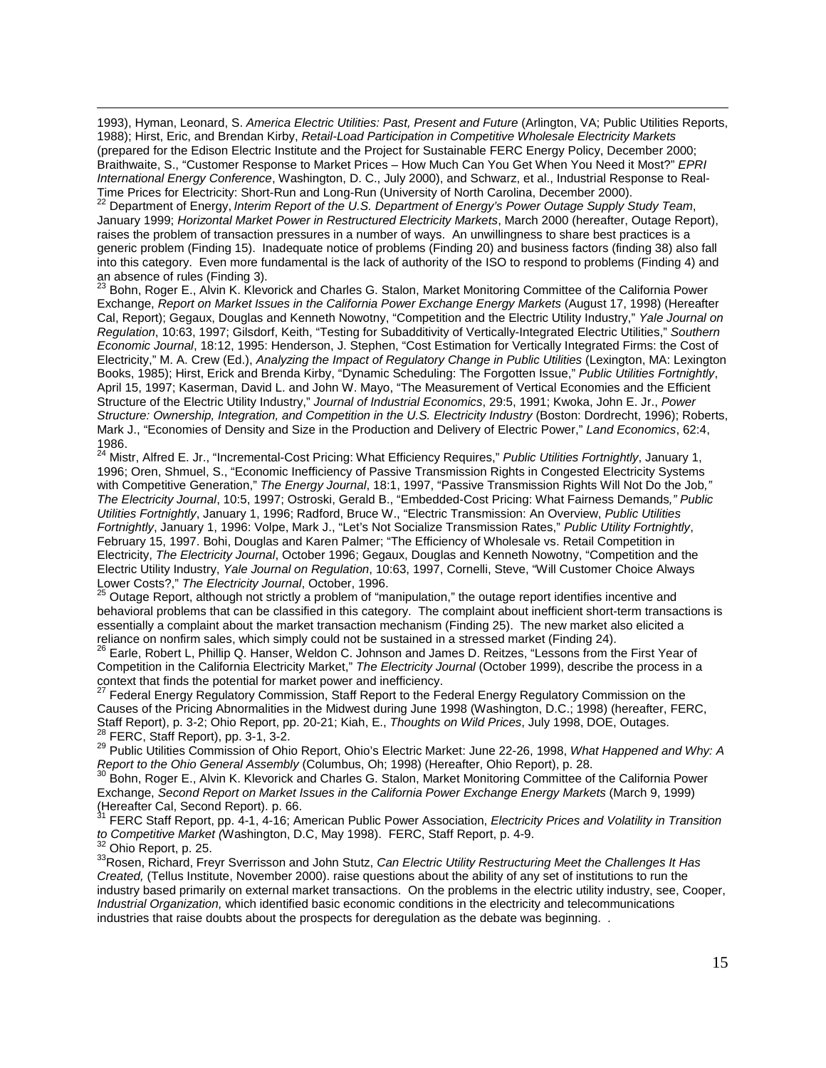1993), Hyman, Leonard, S. *America Electric Utilities: Past, Present and Future* (Arlington, VA; Public Utilities Reports, 1988); Hirst, Eric, and Brendan Kirby, *Retail-Load Participation in Competitive Wholesale Electricity Markets* (prepared for the Edison Electric Institute and the Project for Sustainable FERC Energy Policy, December 2000; Braithwaite, S., "Customer Response to Market Prices – How Much Can You Get When You Need it Most?" *EPRI International Energy Conference*, Washington, D. C., July 2000), and Schwarz, et al., Industrial Response to Real-Time Prices for Electricity: Short-Run and Long-Run (University of North Carolina, December 2000).

[22] Department of Energy, *Interim Report of the U.S. Department of Energy's Power Outage Supply Study Team*, January 1999; *Horizontal Market Power in Restructured Electricity Markets*, March 2000 (hereafter, Outage Report), raises the problem of transaction pressures in a number of ways. An unwillingness to share best practices is a generic problem (Finding 15). Inadequate notice of problems (Finding 20) and business factors (finding 38) also fall into this category. Even more fundamental is the lack of authority of the ISO to respond to problems (Finding 4) and an absence of rules (Finding 3).

[23] Bohn, Roger E., Alvin K. Klevorick and Charles G. Stalon, Market Monitoring Committee of the California Power Exchange, *Report on Market Issues in the California Power Exchange Energy Markets* (August 17, 1998) (Hereafter Cal, Report); Gegaux, Douglas and Kenneth Nowotny, "Competition and the Electric Utility Industry," *Yale Journal on Regulation*, 10:63, 1997; Gilsdorf, Keith, "Testing for Subadditivity of Vertically-Integrated Electric Utilities," *Southern Economic Journal*, 18:12, 1995: Henderson, J. Stephen, "Cost Estimation for Vertically Integrated Firms: the Cost of Electricity," M. A. Crew (Ed.), *Analyzing the Impact of Regulatory Change in Public Utilities* (Lexington, MA: Lexington Books, 1985); Hirst, Erick and Brenda Kirby, "Dynamic Scheduling: The Forgotten Issue," *Public Utilities Fortnightly*, April 15, 1997; Kaserman, David L. and John W. Mayo, "The Measurement of Vertical Economies and the Efficient Structure of the Electric Utility Industry," *Journal of Industrial Economics*, 29:5, 1991; Kwoka, John E. Jr., *Power Structure: Ownership, Integration, and Competition in the U.S. Electricity Industry* (Boston: Dordrecht, 1996); Roberts, Mark J., "Economies of Density and Size in the Production and Delivery of Electric Power," *Land Economics*, 62:4, 1986.

[24] Mistr, Alfred E. Jr., "Incremental-Cost Pricing: What Efficiency Requires," *Public Utilities Fortnightly*, January 1, 1996; Oren, Shmuel, S., "Economic Inefficiency of Passive Transmission Rights in Congested Electricity Systems with Competitive Generation," *The Energy Journal*, 18:1, 1997, "Passive Transmission Rights Will Not Do the Job," *The Electricity Journal*, 10:5, 1997; Ostroski, Gerald B., "Embedded-Cost Pricing: What Fairness Demands," *Public Utilities Fortnightly*, January 1, 1996; Radford, Bruce W., "Electric Transmission: An Overview, *Public Utilities Fortnightly*, January 1, 1996: Volpe, Mark J., "Let's Not Socialize Transmission Rates," *Public Utility Fortnightly*, February 15, 1997. Bohi, Douglas and Karen Palmer; "The Efficiency of Wholesale vs. Retail Competition in Electricity, *The Electricity Journal*, October 1996; Gegaux, Douglas and Kenneth Nowotny, "Competition and the Electric Utility Industry, *Yale Journal on Regulation*, 10:63, 1997, Cornelli, Steve, "Will Customer Choice Always Lower Costs?," *The Electricity Journal*, October, 1996.

[25] Outage Report, although not strictly a problem of "manipulation," the outage report identifies incentive and behavioral problems that can be classified in this category. The complaint about inefficient short-term transactions is essentially a complaint about the market transaction mechanism (Finding 25). The new market also elicited a reliance on nonfirm sales, which simply could not be sustained in a stressed market (Finding 24).

[26] Earle, Robert L, Phillip Q. Hanser, Weldon C. Johnson and James D. Reitzes, "Lessons from the First Year of Competition in the California Electricity Market," *The Electricity Journal* (October 1999), describe the process in a context that finds the potential for market power and inefficiency.

[27] Federal Energy Regulatory Commission, Staff Report to the Federal Energy Regulatory Commission on the Causes of the Pricing Abnormalities in the Midwest during June 1998 (Washington, D.C.; 1998) (hereafter, FERC, Staff Report), p. 3-2; Ohio Report, pp. 20-21; Kiah, E., *Thoughts on Wild Prices*, July 1998, DOE, Outages.

[28] FERC, Staff Report), pp. 3-1, 3-2.

[29] Public Utilities Commission of Ohio Report, Ohio's Electric Market: June 22-26, 1998, *What Happened and Why: A Report to the Ohio General Assembly* (Columbus, Oh; 1998) (Hereafter, Ohio Report), p. 28.

[30] Bohn, Roger E., Alvin K. Klevorick and Charles G. Stalon, Market Monitoring Committee of the California Power Exchange, *Second Report on Market Issues in the California Power Exchange Energy Markets* (March 9, 1999) (Hereafter Cal, Second Report). p. 66.

[31] FERC Staff Report, pp. 4-1, 4-16; American Public Power Association, *Electricity Prices and Volatility in Transition to Competitive Market* (Washington, D.C, May 1998). FERC, Staff Report, p. 4-9.

[32] Ohio Report, p. 25.

[33] Rosen, Richard, Freyr Sverrisson and John Stutz, *Can Electric Utility Restructuring Meet the Challenges It Has Created,* (Tellus Institute, November 2000). raise questions about the ability of any set of institutions to run the industry based primarily on external market transactions. On the problems in the electric utility industry, see, Cooper, *Industrial Organization,* which identified basic economic conditions in the electricity and telecommunications industries that raise doubts about the prospects for deregulation as the debate was beginning. .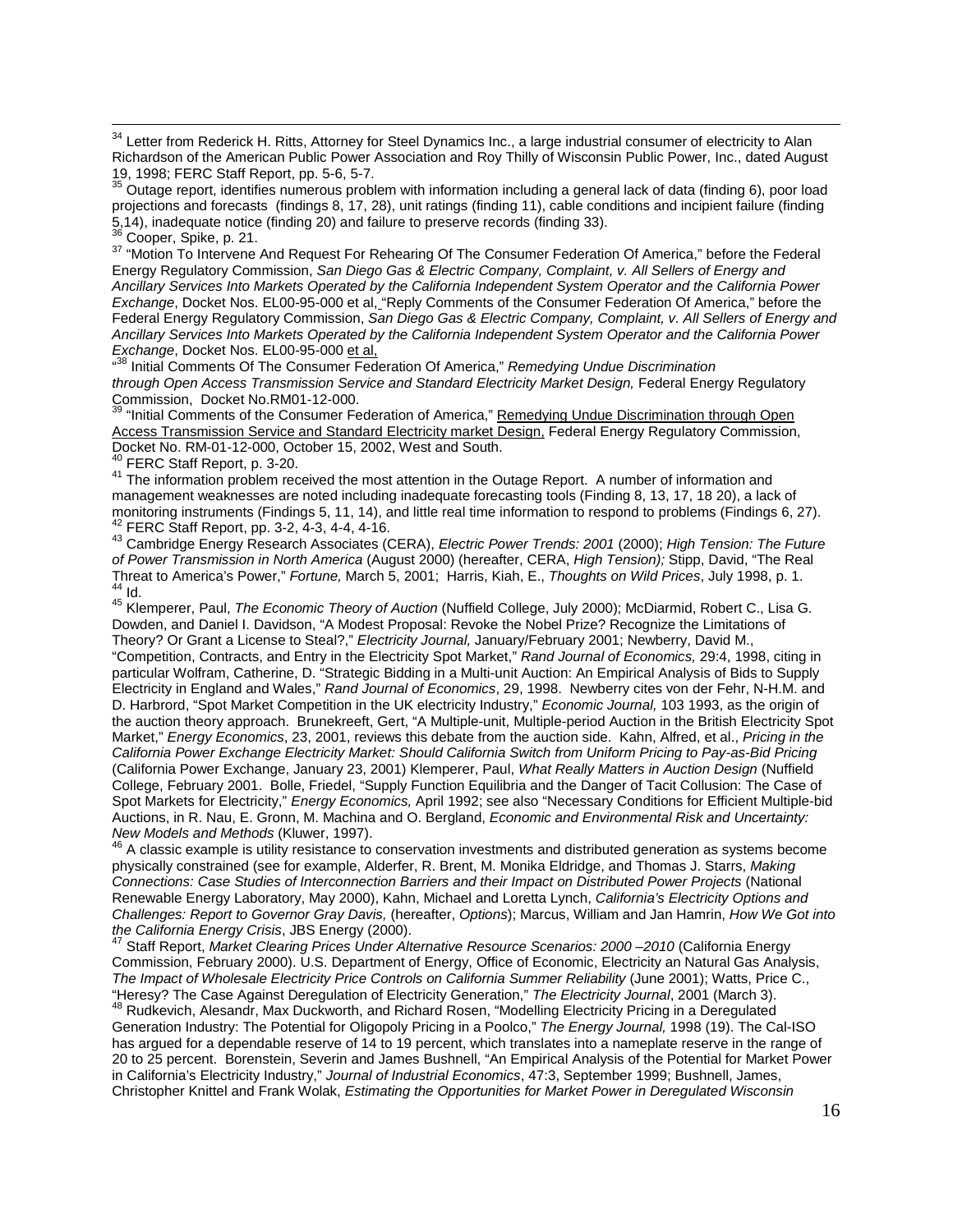[34] Letter from Rederick H. Ritts, Attorney for Steel Dynamics Inc., a large industrial consumer of electricity to Alan Richardson of the American Public Power Association and Roy Thilly of Wisconsin Public Power, Inc., dated August 19, 1998; FERC Staff Report, pp. 5-6, 5-7.

[35] Outage report, identifies numerous problem with information including a general lack of data (finding 6), poor load projections and forecasts (findings 8, 17, 28), unit ratings (finding 11), cable conditions and incipient failure (finding 5,14), inadequate notice (finding 20) and failure to preserve records (finding 33).

[36] Cooper, Spike, p. 21.

[37] "Motion To Intervene And Request For Rehearing Of The Consumer Federation Of America," before the Federal Energy Regulatory Commission, *San Diego Gas & Electric Company, Complaint, v. All Sellers of Energy and Ancillary Services Into Markets Operated by the California Independent System Operator and the California Power Exchange*, Docket Nos. EL00-95-000 et al, "Reply Comments of the Consumer Federation Of America," before the Federal Energy Regulatory Commission, *San Diego Gas & Electric Company, Complaint, v. All Sellers of Energy and Ancillary Services Into Markets Operated by the California Independent System Operator and the California Power Exchange*, Docket Nos. EL00-95-000 et al,

"[38] Initial Comments Of The Consumer Federation Of America," *Remedying Undue Discrimination through Open Access Transmission Service and Standard Electricity Market Design,* Federal Energy Regulatory Commission, Docket No.RM01-12-000.

[39] "Initial Comments of the Consumer Federation of America," Remedying Undue Discrimination through Open Access Transmission Service and Standard Electricity market Design, Federal Energy Regulatory Commission, Docket No. RM-01-12-000, October 15, 2002, West and South.

[40] FERC Staff Report, p. 3-20.

[41] The information problem received the most attention in the Outage Report. A number of information and management weaknesses are noted including inadequate forecasting tools (Finding 8, 13, 17, 18 20), a lack of monitoring instruments (Findings 5, 11, 14), and little real time information to respond to problems (Findings 6, 27).

[42] FERC Staff Report, pp. 3-2, 4-3, 4-4, 4-16.

[43] Cambridge Energy Research Associates (CERA), *Electric Power Trends: 2001* (2000); *High Tension: The Future of Power Transmission in North America* (August 2000) (hereafter, CERA, *High Tension);* Stipp, David, "The Real Threat to America's Power," *Fortune,* March 5, 2001; Harris, Kiah, E., *Thoughts on Wild Prices*, July 1998, p. 1.

[44] Id.

[45] Klemperer, Paul, *The Economic Theory of Auction* (Nuffield College, July 2000); McDiarmid, Robert C., Lisa G. Dowden, and Daniel I. Davidson, "A Modest Proposal: Revoke the Nobel Prize? Recognize the Limitations of Theory? Or Grant a License to Steal?," *Electricity Journal,* January/February 2001; Newberry, David M., "Competition, Contracts, and Entry in the Electricity Spot Market," *Rand Journal of Economics,* 29:4, 1998, citing in particular Wolfram, Catherine, D. "Strategic Bidding in a Multi-unit Auction: An Empirical Analysis of Bids to Supply Electricity in England and Wales," *Rand Journal of Economics*, 29, 1998. Newberry cites von der Fehr, N-H.M. and D. Harbrord, "Spot Market Competition in the UK electricity Industry," *Economic Journal,* 103 1993, as the origin of the auction theory approach. Brunekreeft, Gert, "A Multiple-unit, Multiple-period Auction in the British Electricity Spot Market," *Energy Economics*, 23, 2001, reviews this debate from the auction side. Kahn, Alfred, et al., *Pricing in the California Power Exchange Electricity Market: Should California Switch from Uniform Pricing to Pay-as-Bid Pricing* (California Power Exchange, January 23, 2001) Klemperer, Paul, *What Really Matters in Auction Design* (Nuffield College, February 2001. Bolle, Friedel, "Supply Function Equilibria and the Danger of Tacit Collusion: The Case of Spot Markets for Electricity," *Energy Economics,* April 1992; see also "Necessary Conditions for Efficient Multiple-bid Auctions, in R. Nau, E. Gronn, M. Machina and O. Bergland, *Economic and Environmental Risk and Uncertainty: New Models and Methods* (Kluwer, 1997).

[46] A classic example is utility resistance to conservation investments and distributed generation as systems become physically constrained (see for example, Alderfer, R. Brent, M. Monika Eldridge, and Thomas J. Starrs, *Making Connections: Case Studies of Interconnection Barriers and their Impact on Distributed Power Projects* (National Renewable Energy Laboratory, May 2000), Kahn, Michael and Loretta Lynch, *California's Electricity Options and Challenges: Report to Governor Gray Davis,* (hereafter, *Options*); Marcus, William and Jan Hamrin, *How We Got into the California Energy Crisis*, JBS Energy (2000).

[47] Staff Report, *Market Clearing Prices Under Alternative Resource Scenarios: 2000 –2010* (California Energy Commission, February 2000). U.S. Department of Energy, Office of Economic, Electricity an Natural Gas Analysis, *The Impact of Wholesale Electricity Price Controls on California Summer Reliability* (June 2001); Watts, Price C., "Heresy? The Case Against Deregulation of Electricity Generation," *The Electricity Journal*, 2001 (March 3).

[48] Rudkevich, Alesandr, Max Duckworth, and Richard Rosen, "Modelling Electricity Pricing in a Deregulated Generation Industry: The Potential for Oligopoly Pricing in a Poolco," *The Energy Journal,* 1998 (19). The Cal-ISO has argued for a dependable reserve of 14 to 19 percent, which translates into a nameplate reserve in the range of 20 to 25 percent. Borenstein, Severin and James Bushnell, "An Empirical Analysis of the Potential for Market Power in California's Electricity Industry," *Journal of Industrial Economics*, 47:3, September 1999; Bushnell, James, Christopher Knittel and Frank Wolak, *Estimating the Opportunities for Market Power in Deregulated Wisconsin*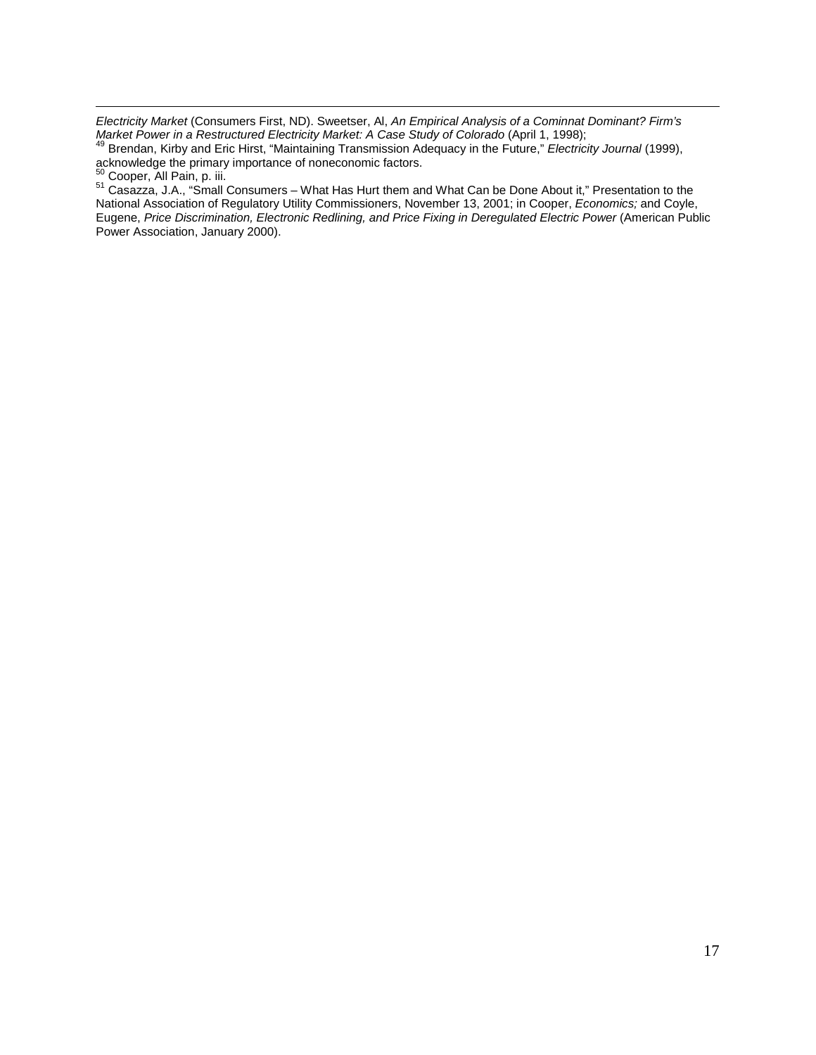*Electricity Market* (Consumers First, ND). Sweetser, Al, *An Empirical Analysis of a Cominnat Dominant? Firm's Market Power in a Restructured Electricity Market: A Case Study of Colorado* (April 1, 1998);

[49] Brendan, Kirby and Eric Hirst, "Maintaining Transmission Adequacy in the Future," *Electricity Journal* (1999), acknowledge the primary importance of noneconomic factors.

[50] Cooper, All Pain, p. iii.

[51] Casazza, J.A., "Small Consumers – What Has Hurt them and What Can be Done About it," Presentation to the National Association of Regulatory Utility Commissioners, November 13, 2001; in Cooper, *Economics;* and Coyle, Eugene, *Price Discrimination, Electronic Redlining, and Price Fixing in Deregulated Electric Power* (American Public Power Association, January 2000).